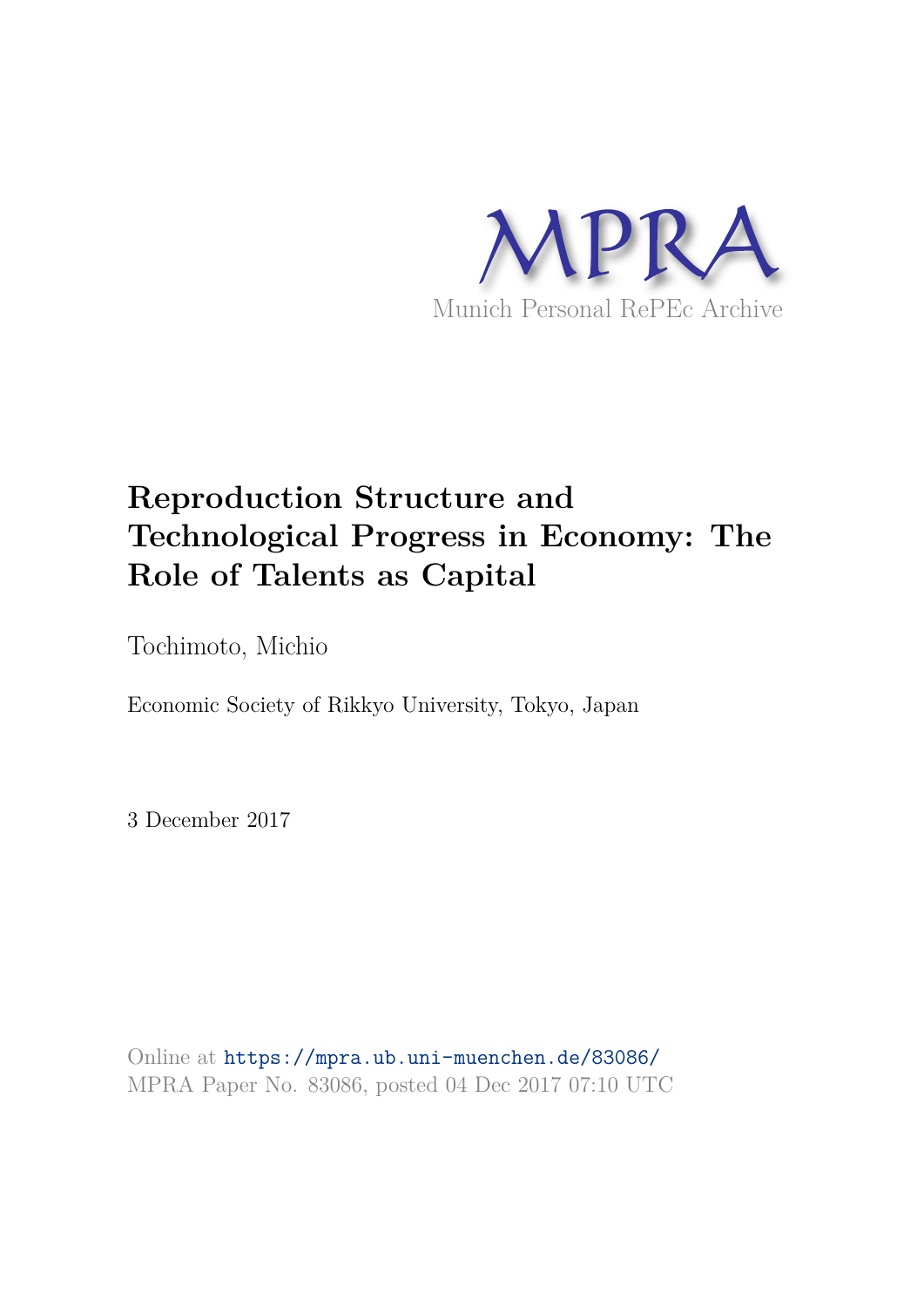MPRA

Munich Personal RePEc Archive

# Reproduction Structure and Technological Progress in Economy: The Role of Talents as Capital

Tochimoto, Michio

Economic Society of Rikkyo University, Tokyo, Japan

3 December 2017

Online at https://mpra.ub.uni-muenchen.de/83086/
MPRA Paper No. 83086, posted 04 Dec 2017 07:10 UTC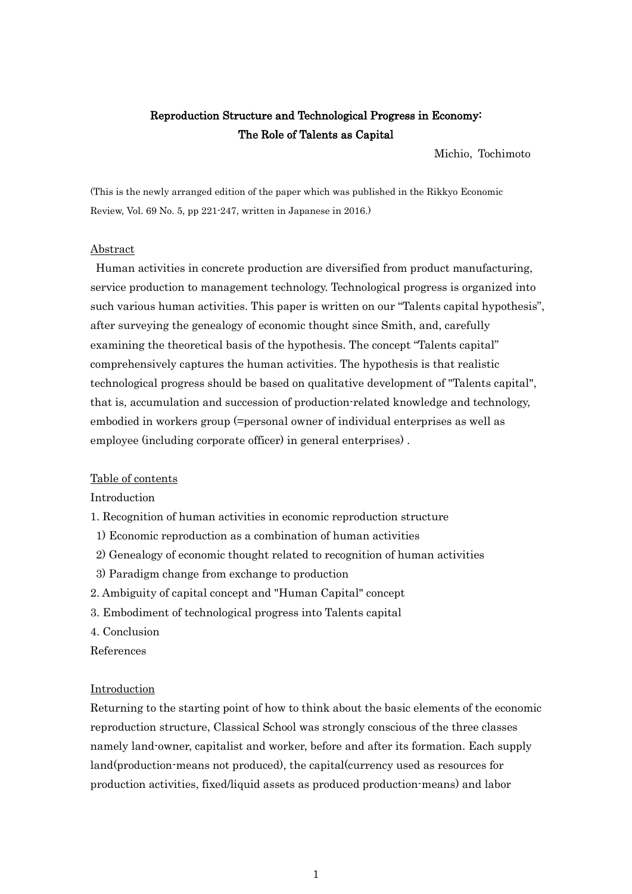# Reproduction Structure and Technological Progress in Economy: The Role of Talents as Capital

Michio, Tochimoto

(This is the newly arranged edition of the paper which was published in the Rikkyo Economic Review, Vol. 69 No. 5, pp 221-247, written in Japanese in 2016.)

## Abstract

Human activities in concrete production are diversified from product manufacturing, service production to management technology. Technological progress is organized into such various human activities. This paper is written on our "Talents capital hypothesis", after surveying the genealogy of economic thought since Smith, and, carefully examining the theoretical basis of the hypothesis. The concept "Talents capital" comprehensively captures the human activities. The hypothesis is that realistic technological progress should be based on qualitative development of "Talents capital", that is, accumulation and succession of production-related knowledge and technology, embodied in workers group (=personal owner of individual enterprises as well as employee (including corporate officer) in general enterprises) .

## Table of contents

Introduction

1. Recognition of human activities in economic reproduction structure
   1) Economic reproduction as a combination of human activities
   2) Genealogy of economic thought related to recognition of human activities
   3) Paradigm change from exchange to production
2. Ambiguity of capital concept and "Human Capital" concept
3. Embodiment of technological progress into Talents capital
4. Conclusion

References

## Introduction

Returning to the starting point of how to think about the basic elements of the economic reproduction structure, Classical School was strongly conscious of the three classes namely land-owner, capitalist and worker, before and after its formation. Each supply land(production-means not produced), the capital(currency used as resources for production activities, fixed/liquid assets as produced production-means) and labor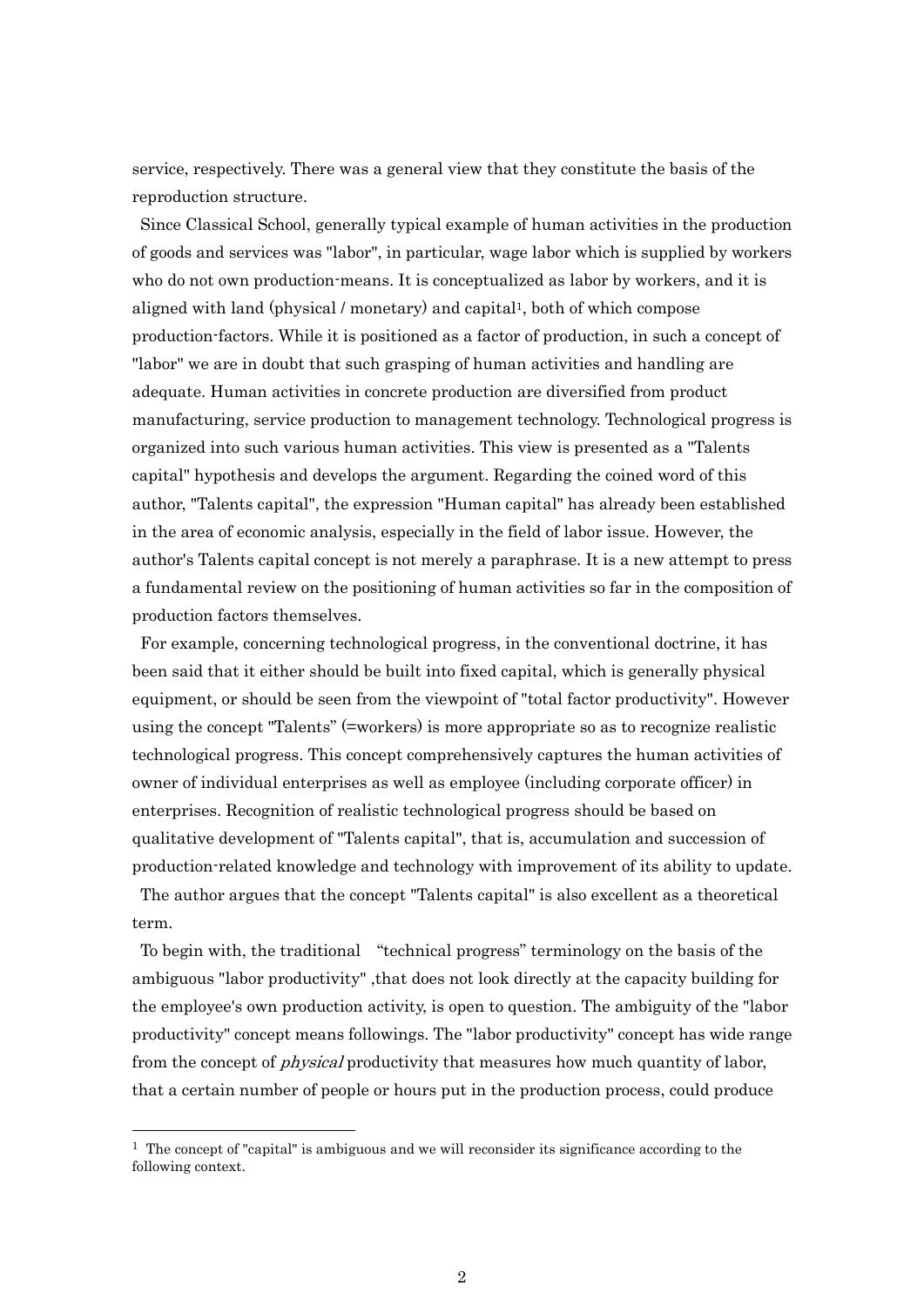service, respectively. There was a general view that they constitute the basis of the reproduction structure.

Since Classical School, generally typical example of human activities in the production of goods and services was "labor", in particular, wage labor which is supplied by workers who do not own production-means. It is conceptualized as labor by workers, and it is aligned with land (physical / monetary) and capital[1], both of which compose production-factors. While it is positioned as a factor of production, in such a concept of "labor" we are in doubt that such grasping of human activities and handling are adequate. Human activities in concrete production are diversified from product manufacturing, service production to management technology. Technological progress is organized into such various human activities. This view is presented as a "Talents capital" hypothesis and develops the argument. Regarding the coined word of this author, "Talents capital", the expression "Human capital" has already been established in the area of economic analysis, especially in the field of labor issue. However, the author's Talents capital concept is not merely a paraphrase. It is a new attempt to press a fundamental review on the positioning of human activities so far in the composition of production factors themselves.

For example, concerning technological progress, in the conventional doctrine, it has been said that it either should be built into fixed capital, which is generally physical equipment, or should be seen from the viewpoint of "total factor productivity". However using the concept "Talents" (=workers) is more appropriate so as to recognize realistic technological progress. This concept comprehensively captures the human activities of owner of individual enterprises as well as employee (including corporate officer) in enterprises. Recognition of realistic technological progress should be based on qualitative development of "Talents capital", that is, accumulation and succession of production-related knowledge and technology with improvement of its ability to update.

The author argues that the concept "Talents capital" is also excellent as a theoretical term.

To begin with, the traditional "technical progress" terminology on the basis of the ambiguous "labor productivity" ,that does not look directly at the capacity building for the employee's own production activity, is open to question. The ambiguity of the "labor productivity" concept means followings. The "labor productivity" concept has wide range from the concept of *physical* productivity that measures how much quantity of labor, that a certain number of people or hours put in the production process, could produce

[1] The concept of "capital" is ambiguous and we will reconsider its significance according to the following context.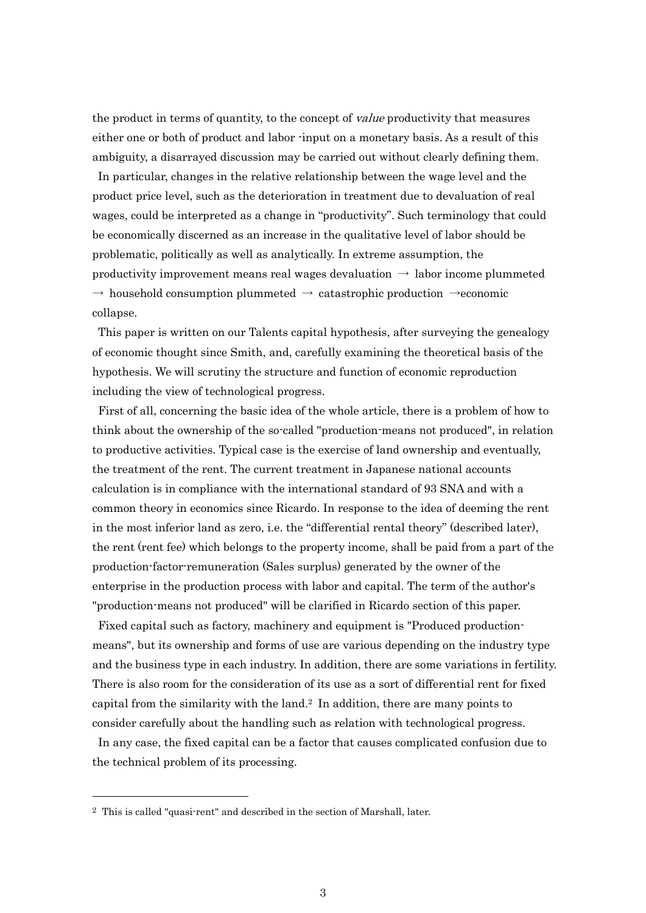the product in terms of quantity, to the concept of *value* productivity that measures either one or both of product and labor -input on a monetary basis. As a result of this ambiguity, a disarrayed discussion may be carried out without clearly defining them.

In particular, changes in the relative relationship between the wage level and the product price level, such as the deterioration in treatment due to devaluation of real wages, could be interpreted as a change in "productivity". Such terminology that could be economically discerned as an increase in the qualitative level of labor should be problematic, politically as well as analytically. In extreme assumption, the productivity improvement means real wages devaluation → labor income plummeted → household consumption plummeted → catastrophic production →economic collapse.

This paper is written on our Talents capital hypothesis, after surveying the genealogy of economic thought since Smith, and, carefully examining the theoretical basis of the hypothesis. We will scrutiny the structure and function of economic reproduction including the view of technological progress.

First of all, concerning the basic idea of the whole article, there is a problem of how to think about the ownership of the so-called "production-means not produced", in relation to productive activities. Typical case is the exercise of land ownership and eventually, the treatment of the rent. The current treatment in Japanese national accounts calculation is in compliance with the international standard of 93 SNA and with a common theory in economics since Ricardo. In response to the idea of deeming the rent in the most inferior land as zero, i.e. the "differential rental theory" (described later), the rent (rent fee) which belongs to the property income, shall be paid from a part of the production-factor-remuneration (Sales surplus) generated by the owner of the enterprise in the production process with labor and capital. The term of the author's "production-means not produced" will be clarified in Ricardo section of this paper.

Fixed capital such as factory, machinery and equipment is "Produced production-means", but its ownership and forms of use are various depending on the industry type and the business type in each industry. In addition, there are some variations in fertility. There is also room for the consideration of its use as a sort of differential rent for fixed capital from the similarity with the land.[2] In addition, there are many points to consider carefully about the handling such as relation with technological progress.

In any case, the fixed capital can be a factor that causes complicated confusion due to the technical problem of its processing.

---

[2] This is called "quasi-rent" and described in the section of Marshall, later.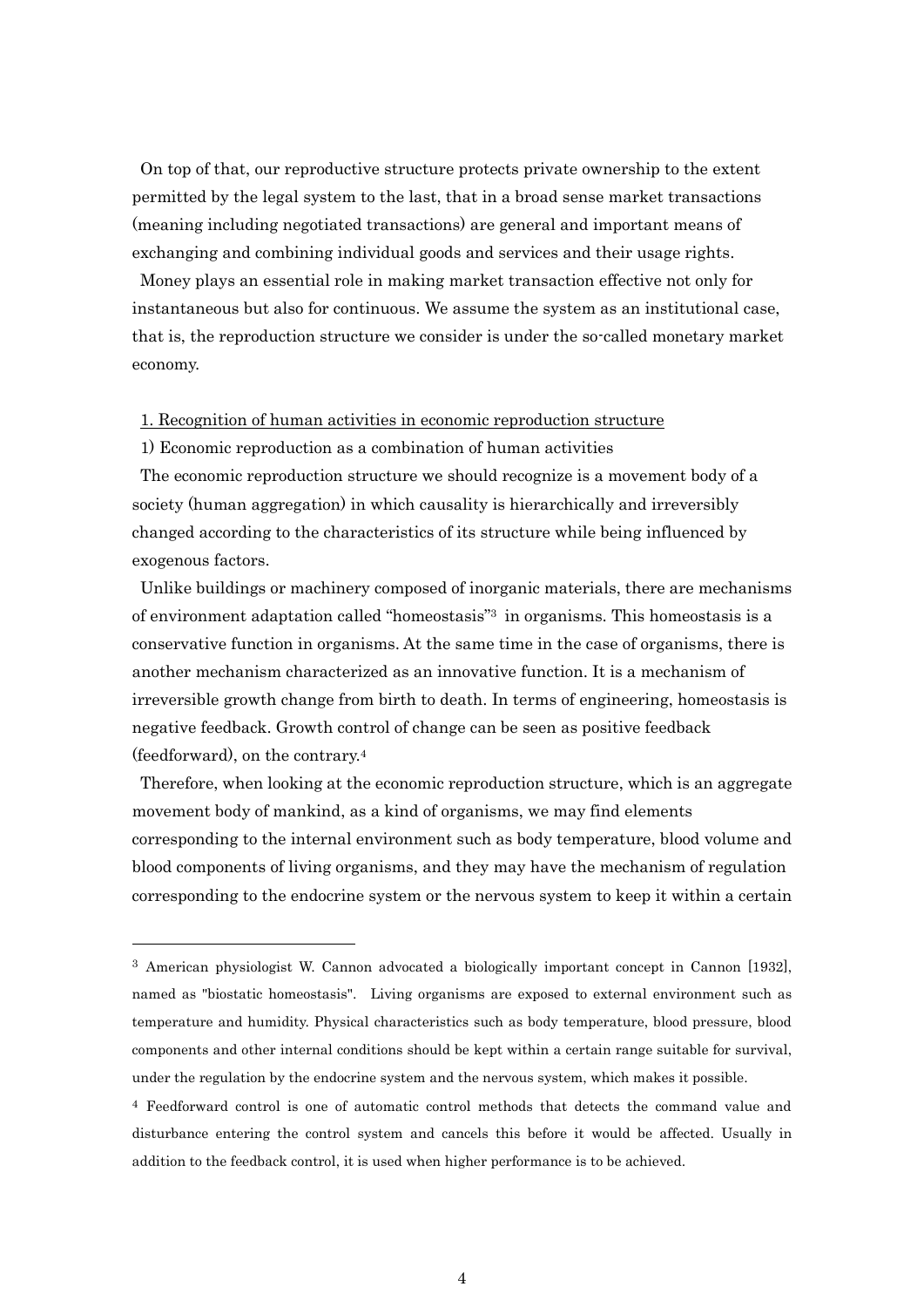On top of that, our reproductive structure protects private ownership to the extent permitted by the legal system to the last, that in a broad sense market transactions (meaning including negotiated transactions) are general and important means of exchanging and combining individual goods and services and their usage rights.

Money plays an essential role in making market transaction effective not only for instantaneous but also for continuous. We assume the system as an institutional case, that is, the reproduction structure we consider is under the so-called monetary market economy.

## 1. Recognition of human activities in economic reproduction structure

### 1) Economic reproduction as a combination of human activities

The economic reproduction structure we should recognize is a movement body of a society (human aggregation) in which causality is hierarchically and irreversibly changed according to the characteristics of its structure while being influenced by exogenous factors.

Unlike buildings or machinery composed of inorganic materials, there are mechanisms of environment adaptation called "homeostasis"[3] in organisms. This homeostasis is a conservative function in organisms. At the same time in the case of organisms, there is another mechanism characterized as an innovative function. It is a mechanism of irreversible growth change from birth to death. In terms of engineering, homeostasis is negative feedback. Growth control of change can be seen as positive feedback (feedforward), on the contrary.[4]

Therefore, when looking at the economic reproduction structure, which is an aggregate movement body of mankind, as a kind of organisms, we may find elements corresponding to the internal environment such as body temperature, blood volume and blood components of living organisms, and they may have the mechanism of regulation corresponding to the endocrine system or the nervous system to keep it within a certain

---

[3] American physiologist W. Cannon advocated a biologically important concept in Cannon [1932], named as "biostatic homeostasis". Living organisms are exposed to external environment such as temperature and humidity. Physical characteristics such as body temperature, blood pressure, blood components and other internal conditions should be kept within a certain range suitable for survival, under the regulation by the endocrine system and the nervous system, which makes it possible.

[4] Feedforward control is one of automatic control methods that detects the command value and disturbance entering the control system and cancels this before it would be affected. Usually in addition to the feedback control, it is used when higher performance is to be achieved.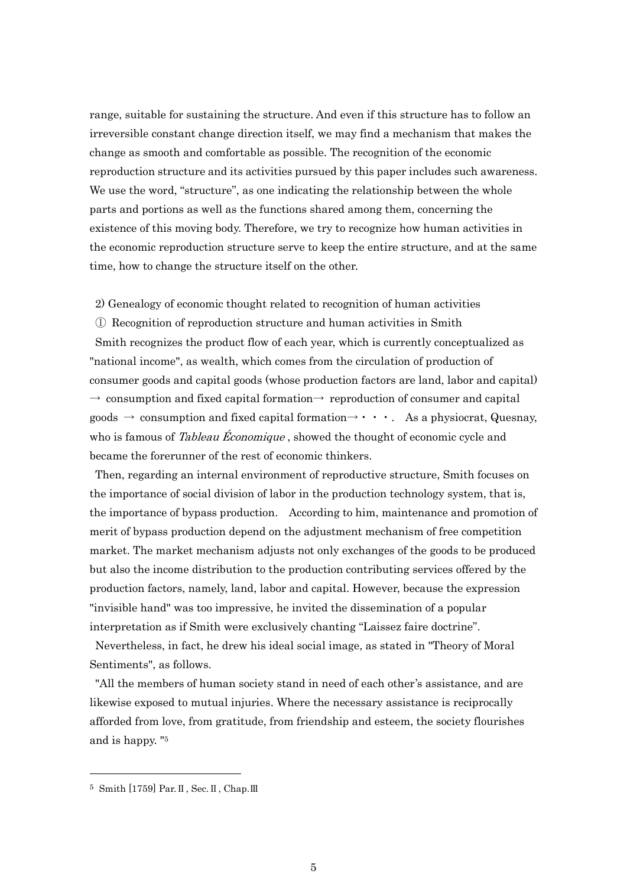range, suitable for sustaining the structure. And even if this structure has to follow an irreversible constant change direction itself, we may find a mechanism that makes the change as smooth and comfortable as possible. The recognition of the economic reproduction structure and its activities pursued by this paper includes such awareness. We use the word, "structure", as one indicating the relationship between the whole parts and portions as well as the functions shared among them, concerning the existence of this moving body. Therefore, we try to recognize how human activities in the economic reproduction structure serve to keep the entire structure, and at the same time, how to change the structure itself on the other.

2) Genealogy of economic thought related to recognition of human activities

① Recognition of reproduction structure and human activities in Smith

Smith recognizes the product flow of each year, which is currently conceptualized as "national income", as wealth, which comes from the circulation of production of consumer goods and capital goods (whose production factors are land, labor and capital) → consumption and fixed capital formation→ reproduction of consumer and capital goods → consumption and fixed capital formation→・・・. As a physiocrat, Quesnay, who is famous of *Tableau Économique* , showed the thought of economic cycle and became the forerunner of the rest of economic thinkers.

Then, regarding an internal environment of reproductive structure, Smith focuses on the importance of social division of labor in the production technology system, that is, the importance of bypass production. According to him, maintenance and promotion of merit of bypass production depend on the adjustment mechanism of free competition market. The market mechanism adjusts not only exchanges of the goods to be produced but also the income distribution to the production contributing services offered by the production factors, namely, land, labor and capital. However, because the expression "invisible hand" was too impressive, he invited the dissemination of a popular interpretation as if Smith were exclusively chanting "Laissez faire doctrine".

Nevertheless, in fact, he drew his ideal social image, as stated in "Theory of Moral Sentiments", as follows.

"All the members of human society stand in need of each other's assistance, and are likewise exposed to mutual injuries. Where the necessary assistance is reciprocally afforded from love, from gratitude, from friendship and esteem, the society flourishes and is happy. "[5]

---

[5] Smith [1759] Par.Ⅱ, Sec.Ⅱ, Chap.Ⅲ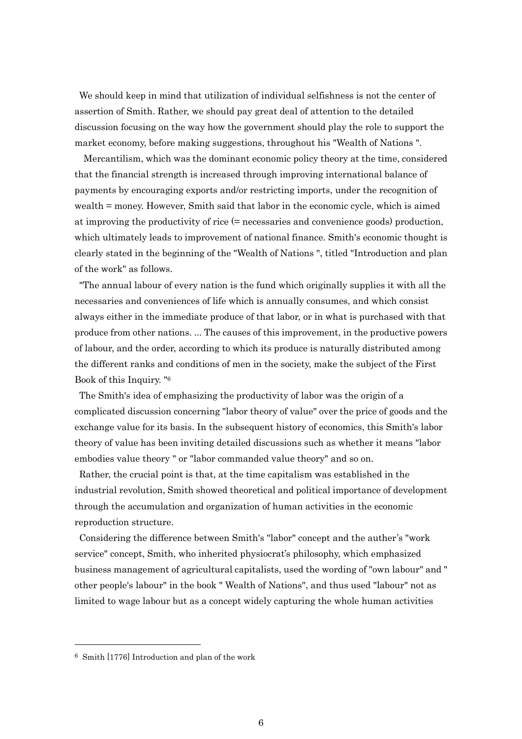We should keep in mind that utilization of individual selfishness is not the center of assertion of Smith. Rather, we should pay great deal of attention to the detailed discussion focusing on the way how the government should play the role to support the market economy, before making suggestions, throughout his "Wealth of Nations ".

Mercantilism, which was the dominant economic policy theory at the time, considered that the financial strength is increased through improving international balance of payments by encouraging exports and/or restricting imports, under the recognition of wealth = money. However, Smith said that labor in the economic cycle, which is aimed at improving the productivity of rice (= necessaries and convenience goods) production, which ultimately leads to improvement of national finance. Smith's economic thought is clearly stated in the beginning of the "Wealth of Nations ", titled "Introduction and plan of the work" as follows.

"The annual labour of every nation is the fund which originally supplies it with all the necessaries and conveniences of life which is annually consumes, and which consist always either in the immediate produce of that labor, or in what is purchased with that produce from other nations. ... The causes of this improvement, in the productive powers of labour, and the order, according to which its produce is naturally distributed among the different ranks and conditions of men in the society, make the subject of the First Book of this Inquiry. "[6]

The Smith's idea of emphasizing the productivity of labor was the origin of a complicated discussion concerning "labor theory of value" over the price of goods and the exchange value for its basis. In the subsequent history of economics, this Smith's labor theory of value has been inviting detailed discussions such as whether it means "labor embodies value theory " or "labor commanded value theory" and so on.

Rather, the crucial point is that, at the time capitalism was established in the industrial revolution, Smith showed theoretical and political importance of development through the accumulation and organization of human activities in the economic reproduction structure.

Considering the difference between Smith's "labor" concept and the auther's "work service" concept, Smith, who inherited physiocrat's philosophy, which emphasized business management of agricultural capitalists, used the wording of "own labour" and " other people's labour" in the book " Wealth of Nations", and thus used "labour" not as limited to wage labour but as a concept widely capturing the whole human activities

---

[6] Smith [1776] Introduction and plan of the work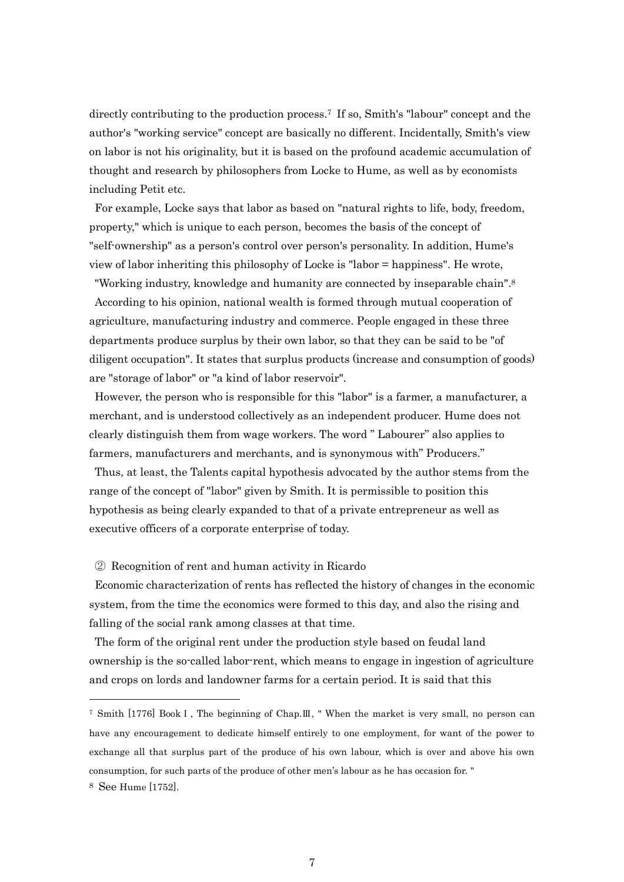directly contributing to the production process.[7] If so, Smith's "labour" concept and the author's "working service" concept are basically no different. Incidentally, Smith's view on labor is not his originality, but it is based on the profound academic accumulation of thought and research by philosophers from Locke to Hume, as well as by economists including Petit etc.

For example, Locke says that labor as based on "natural rights to life, body, freedom, property," which is unique to each person, becomes the basis of the concept of "self-ownership" as a person's control over person's personality. In addition, Hume's view of labor inheriting this philosophy of Locke is "labor = happiness". He wrote,

"Working industry, knowledge and humanity are connected by inseparable chain".[8]

According to his opinion, national wealth is formed through mutual cooperation of agriculture, manufacturing industry and commerce. People engaged in these three departments produce surplus by their own labor, so that they can be said to be "of diligent occupation". It states that surplus products (increase and consumption of goods) are "storage of labor" or "a kind of labor reservoir".

However, the person who is responsible for this "labor" is a farmer, a manufacturer, a merchant, and is understood collectively as an independent producer. Hume does not clearly distinguish them from wage workers. The word " Labourer" also applies to farmers, manufacturers and merchants, and is synonymous with" Producers."

Thus, at least, the Talents capital hypothesis advocated by the author stems from the range of the concept of "labor" given by Smith. It is permissible to position this hypothesis as being clearly expanded to that of a private entrepreneur as well as executive officers of a corporate enterprise of today.

② Recognition of rent and human activity in Ricardo

Economic characterization of rents has reflected the history of changes in the economic system, from the time the economics were formed to this day, and also the rising and falling of the social rank among classes at that time.

The form of the original rent under the production style based on feudal land ownership is the so-called labor-rent, which means to engage in ingestion of agriculture and crops on lords and landowner farms for a certain period. It is said that this

---

[7] Smith [1776] Book I, The beginning of Chap.Ⅲ, " When the market is very small, no person can have any encouragement to dedicate himself entirely to one employment, for want of the power to exchange all that surplus part of the produce of his own labour, which is over and above his own consumption, for such parts of the produce of other men's labour as he has occasion for. "

[8] See Hume [1752].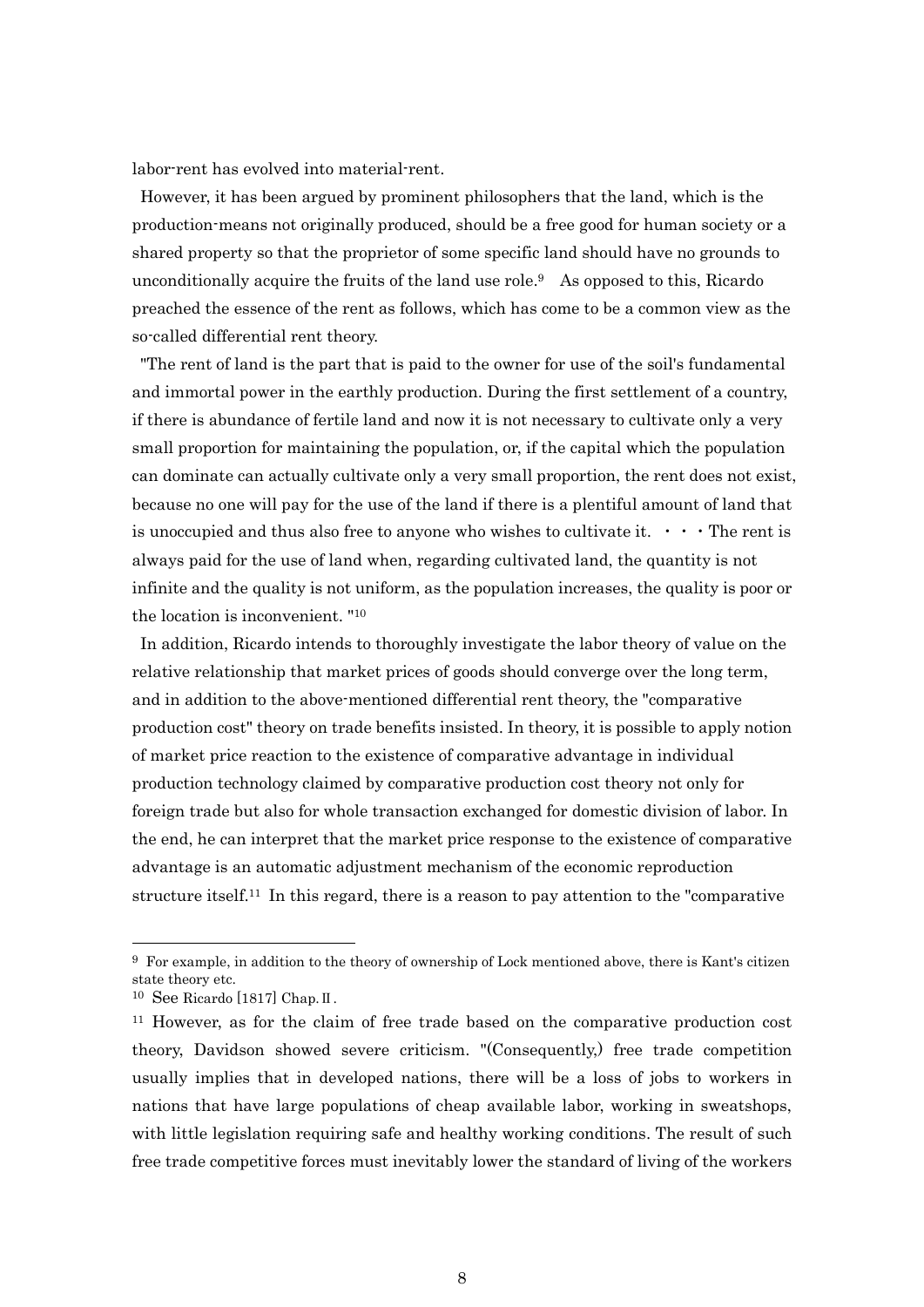labor-rent has evolved into material-rent.

However, it has been argued by prominent philosophers that the land, which is the production-means not originally produced, should be a free good for human society or a shared property so that the proprietor of some specific land should have no grounds to unconditionally acquire the fruits of the land use role.[9] As opposed to this, Ricardo preached the essence of the rent as follows, which has come to be a common view as the so-called differential rent theory.

"The rent of land is the part that is paid to the owner for use of the soil's fundamental and immortal power in the earthly production. During the first settlement of a country, if there is abundance of fertile land and now it is not necessary to cultivate only a very small proportion for maintaining the population, or, if the capital which the population can dominate can actually cultivate only a very small proportion, the rent does not exist, because no one will pay for the use of the land if there is a plentiful amount of land that is unoccupied and thus also free to anyone who wishes to cultivate it. ・・・ The rent is always paid for the use of land when, regarding cultivated land, the quantity is not infinite and the quality is not uniform, as the population increases, the quality is poor or the location is inconvenient. "[10]

In addition, Ricardo intends to thoroughly investigate the labor theory of value on the relative relationship that market prices of goods should converge over the long term, and in addition to the above-mentioned differential rent theory, the "comparative production cost" theory on trade benefits insisted. In theory, it is possible to apply notion of market price reaction to the existence of comparative advantage in individual production technology claimed by comparative production cost theory not only for foreign trade but also for whole transaction exchanged for domestic division of labor. In the end, he can interpret that the market price response to the existence of comparative advantage is an automatic adjustment mechanism of the economic reproduction structure itself.[11] In this regard, there is a reason to pay attention to the "comparative

---

[9] For example, in addition to the theory of ownership of Lock mentioned above, there is Kant's citizen state theory etc.

[10] See Ricardo [1817] Chap.Ⅱ.

[11] However, as for the claim of free trade based on the comparative production cost theory, Davidson showed severe criticism. "(Consequently,) free trade competition usually implies that in developed nations, there will be a loss of jobs to workers in nations that have large populations of cheap available labor, working in sweatshops, with little legislation requiring safe and healthy working conditions. The result of such free trade competitive forces must inevitably lower the standard of living of the workers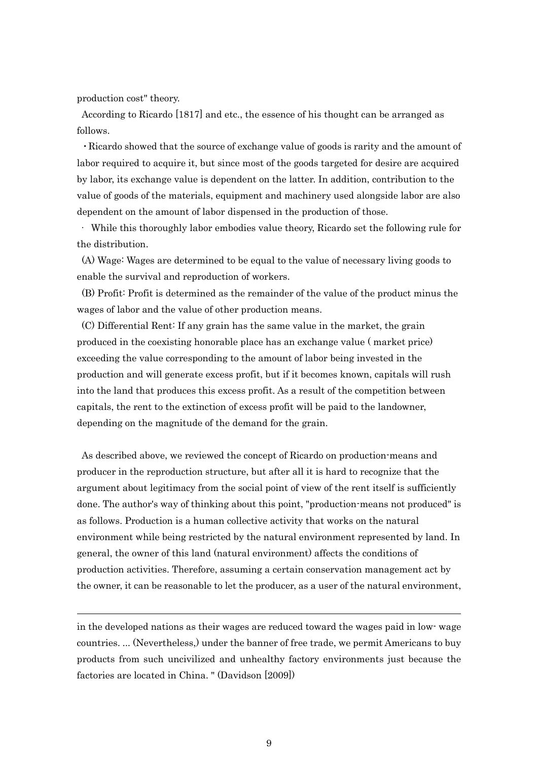production cost" theory.

According to Ricardo [1817] and etc., the essence of his thought can be arranged as follows.

・Ricardo showed that the source of exchange value of goods is rarity and the amount of labor required to acquire it, but since most of the goods targeted for desire are acquired by labor, its exchange value is dependent on the latter. In addition, contribution to the value of goods of the materials, equipment and machinery used alongside labor are also dependent on the amount of labor dispensed in the production of those.

・ While this thoroughly labor embodies value theory, Ricardo set the following rule for the distribution.

(A) Wage: Wages are determined to be equal to the value of necessary living goods to enable the survival and reproduction of workers.

(B) Profit: Profit is determined as the remainder of the value of the product minus the wages of labor and the value of other production means.

(C) Differential Rent: If any grain has the same value in the market, the grain produced in the coexisting honorable place has an exchange value ( market price) exceeding the value corresponding to the amount of labor being invested in the production and will generate excess profit, but if it becomes known, capitals will rush into the land that produces this excess profit. As a result of the competition between capitals, the rent to the extinction of excess profit will be paid to the landowner, depending on the magnitude of the demand for the grain.

As described above, we reviewed the concept of Ricardo on production-means and producer in the reproduction structure, but after all it is hard to recognize that the argument about legitimacy from the social point of view of the rent itself is sufficiently done. The author's way of thinking about this point, "production-means not produced" is as follows. Production is a human collective activity that works on the natural environment while being restricted by the natural environment represented by land. In general, the owner of this land (natural environment) affects the conditions of production activities. Therefore, assuming a certain conservation management act by the owner, it can be reasonable to let the producer, as a user of the natural environment,

---

in the developed nations as their wages are reduced toward the wages paid in low- wage countries. ... (Nevertheless,) under the banner of free trade, we permit Americans to buy products from such uncivilized and unhealthy factory environments just because the factories are located in China. " (Davidson [2009])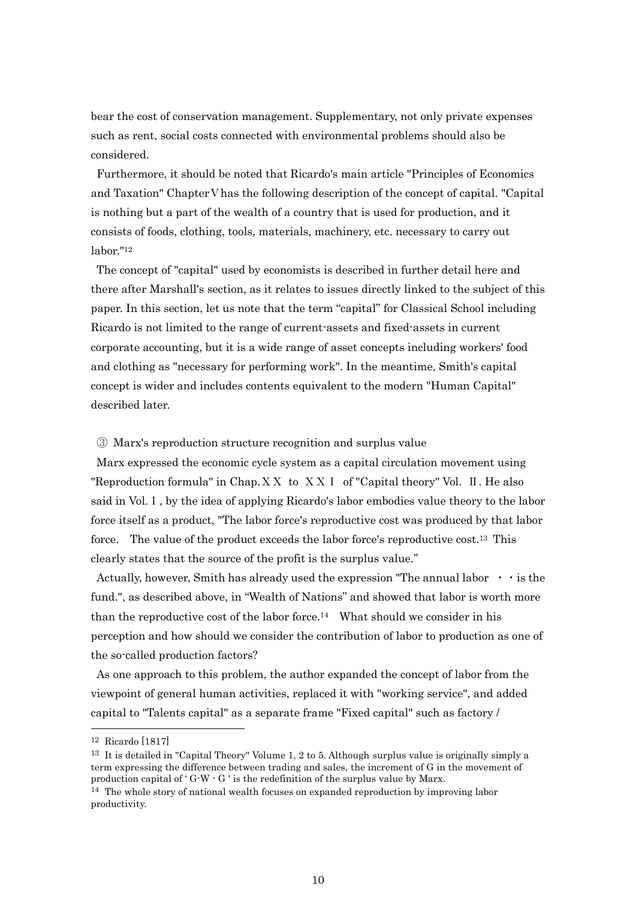bear the cost of conservation management. Supplementary, not only private expenses such as rent, social costs connected with environmental problems should also be considered.

Furthermore, it should be noted that Ricardo's main article "Principles of Economics and Taxation" ChapterⅤhas the following description of the concept of capital. "Capital is nothing but a part of the wealth of a country that is used for production, and it consists of foods, clothing, tools, materials, machinery, etc. necessary to carry out labor."[12]

The concept of "capital" used by economists is described in further detail here and there after Marshall's section, as it relates to issues directly linked to the subject of this paper. In this section, let us note that the term "capital" for Classical School including Ricardo is not limited to the range of current-assets and fixed-assets in current corporate accounting, but it is a wide range of asset concepts including workers' food and clothing as "necessary for performing work". In the meantime, Smith's capital concept is wider and includes contents equivalent to the modern "Human Capital" described later.

③ Marx's reproduction structure recognition and surplus value

Marx expressed the economic cycle system as a capital circulation movement using "Reproduction formula" in Chap.ＸＸ to ＸＸⅠ of "Capital theory" Vol. Ⅱ. He also said in Vol. Ⅰ, by the idea of applying Ricardo's labor embodies value theory to the labor force itself as a product, "The labor force's reproductive cost was produced by that labor force. The value of the product exceeds the labor force's reproductive cost.[13] This clearly states that the source of the profit is the surplus value."

Actually, however, Smith has already used the expression "The annual labor ・・is the fund.", as described above, in "Wealth of Nations" and showed that labor is worth more than the reproductive cost of the labor force.[14] What should we consider in his perception and how should we consider the contribution of labor to production as one of the so-called production factors?

As one approach to this problem, the author expanded the concept of labor from the viewpoint of general human activities, replaced it with "working service", and added capital to "Talents capital" as a separate frame "Fixed capital" such as factory /

---

[12] Ricardo [1817]

[13] It is detailed in "Capital Theory" Volume 1, 2 to 5. Although surplus value is originally simply a term expressing the difference between trading and sales, the increment of G in the movement of production capital of ' G-W - G ' is the redefinition of the surplus value by Marx.

[14] The whole story of national wealth focuses on expanded reproduction by improving labor productivity.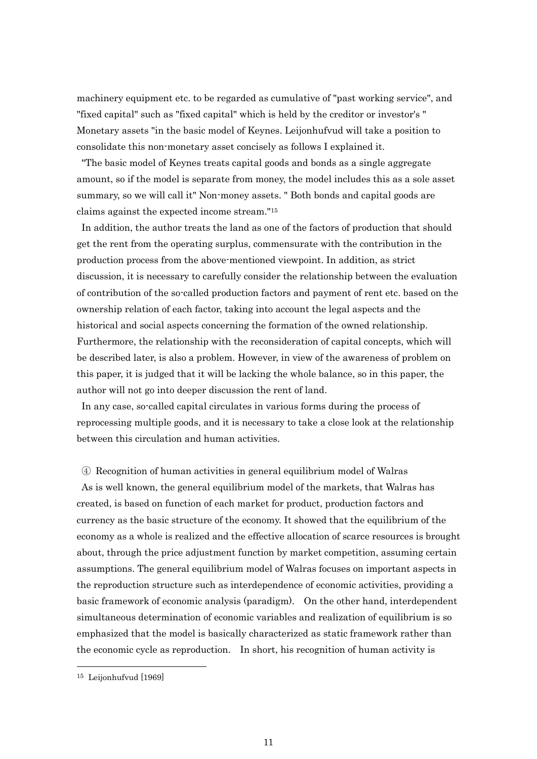machinery equipment etc. to be regarded as cumulative of "past working service", and "fixed capital" such as "fixed capital" which is held by the creditor or investor's " Monetary assets "in the basic model of Keynes. Leijonhufvud will take a position to consolidate this non-monetary asset concisely as follows I explained it.

"The basic model of Keynes treats capital goods and bonds as a single aggregate amount, so if the model is separate from money, the model includes this as a sole asset summary, so we will call it" Non-money assets. " Both bonds and capital goods are claims against the expected income stream."[15]

In addition, the author treats the land as one of the factors of production that should get the rent from the operating surplus, commensurate with the contribution in the production process from the above-mentioned viewpoint. In addition, as strict discussion, it is necessary to carefully consider the relationship between the evaluation of contribution of the so-called production factors and payment of rent etc. based on the ownership relation of each factor, taking into account the legal aspects and the historical and social aspects concerning the formation of the owned relationship. Furthermore, the relationship with the reconsideration of capital concepts, which will be described later, is also a problem. However, in view of the awareness of problem on this paper, it is judged that it will be lacking the whole balance, so in this paper, the author will not go into deeper discussion the rent of land.

In any case, so-called capital circulates in various forms during the process of reprocessing multiple goods, and it is necessary to take a close look at the relationship between this circulation and human activities.

④ Recognition of human activities in general equilibrium model of Walras

As is well known, the general equilibrium model of the markets, that Walras has created, is based on function of each market for product, production factors and currency as the basic structure of the economy. It showed that the equilibrium of the economy as a whole is realized and the effective allocation of scarce resources is brought about, through the price adjustment function by market competition, assuming certain assumptions. The general equilibrium model of Walras focuses on important aspects in the reproduction structure such as interdependence of economic activities, providing a basic framework of economic analysis (paradigm). On the other hand, interdependent simultaneous determination of economic variables and realization of equilibrium is so emphasized that the model is basically characterized as static framework rather than the economic cycle as reproduction. In short, his recognition of human activity is

---

[15] Leijonhufvud [1969]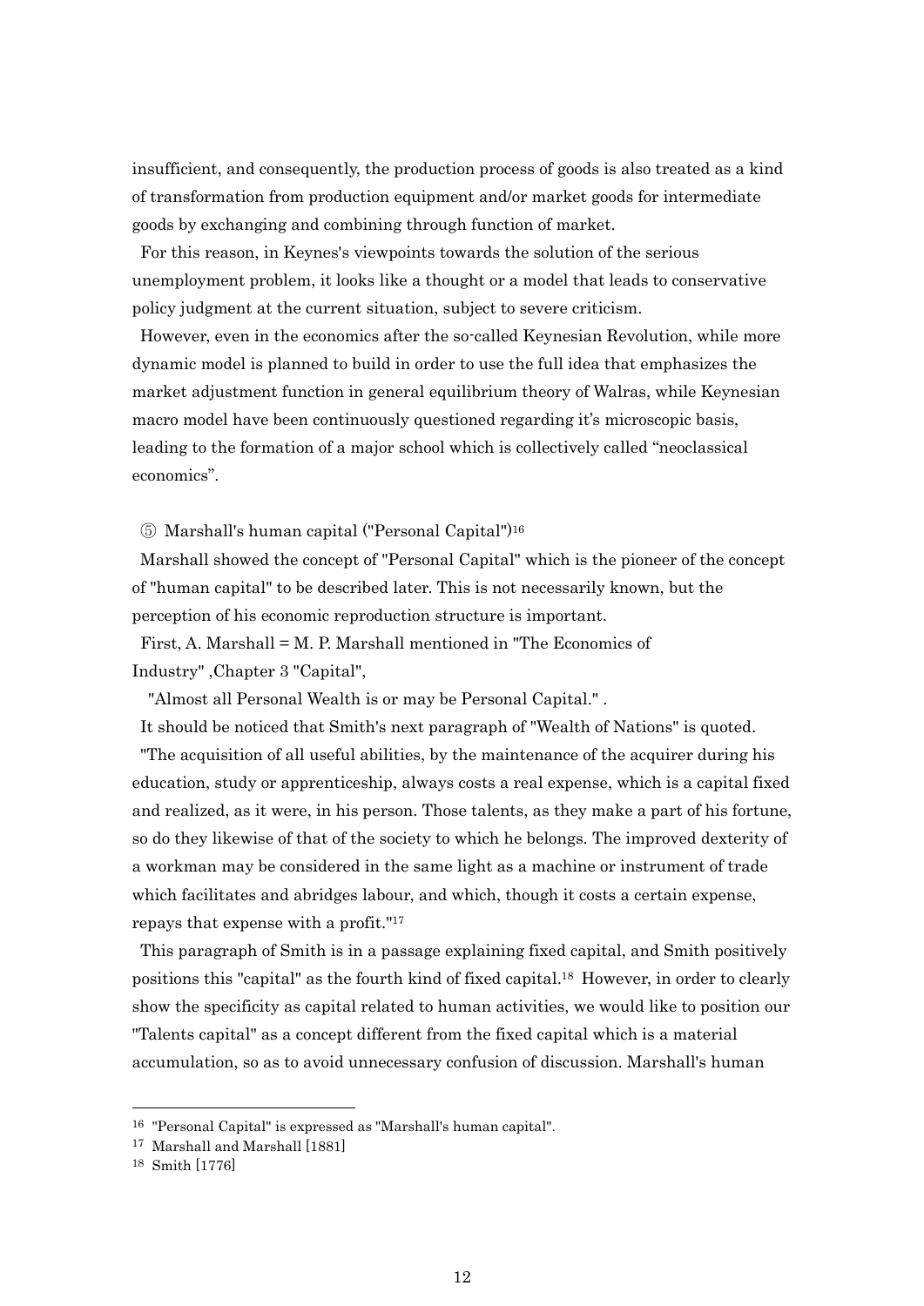insufficient, and consequently, the production process of goods is also treated as a kind of transformation from production equipment and/or market goods for intermediate goods by exchanging and combining through function of market.

For this reason, in Keynes's viewpoints towards the solution of the serious unemployment problem, it looks like a thought or a model that leads to conservative policy judgment at the current situation, subject to severe criticism.

However, even in the economics after the so-called Keynesian Revolution, while more dynamic model is planned to build in order to use the full idea that emphasizes the market adjustment function in general equilibrium theory of Walras, while Keynesian macro model have been continuously questioned regarding it's microscopic basis, leading to the formation of a major school which is collectively called "neoclassical economics".

⑤ Marshall's human capital ("Personal Capital")[16]

Marshall showed the concept of "Personal Capital" which is the pioneer of the concept of "human capital" to be described later. This is not necessarily known, but the perception of his economic reproduction structure is important.

First, A. Marshall = M. P. Marshall mentioned in "The Economics of Industry" ,Chapter 3 "Capital",

"Almost all Personal Wealth is or may be Personal Capital." .

It should be noticed that Smith's next paragraph of "Wealth of Nations" is quoted.

"The acquisition of all useful abilities, by the maintenance of the acquirer during his education, study or apprenticeship, always costs a real expense, which is a capital fixed and realized, as it were, in his person. Those talents, as they make a part of his fortune, so do they likewise of that of the society to which he belongs. The improved dexterity of a workman may be considered in the same light as a machine or instrument of trade which facilitates and abridges labour, and which, though it costs a certain expense, repays that expense with a profit."[17]

This paragraph of Smith is in a passage explaining fixed capital, and Smith positively positions this "capital" as the fourth kind of fixed capital.[18] However, in order to clearly show the specificity as capital related to human activities, we would like to position our "Talents capital" as a concept different from the fixed capital which is a material accumulation, so as to avoid unnecessary confusion of discussion. Marshall's human

---

[16] "Personal Capital" is expressed as "Marshall's human capital".

[17] Marshall and Marshall [1881]

[18] Smith [1776]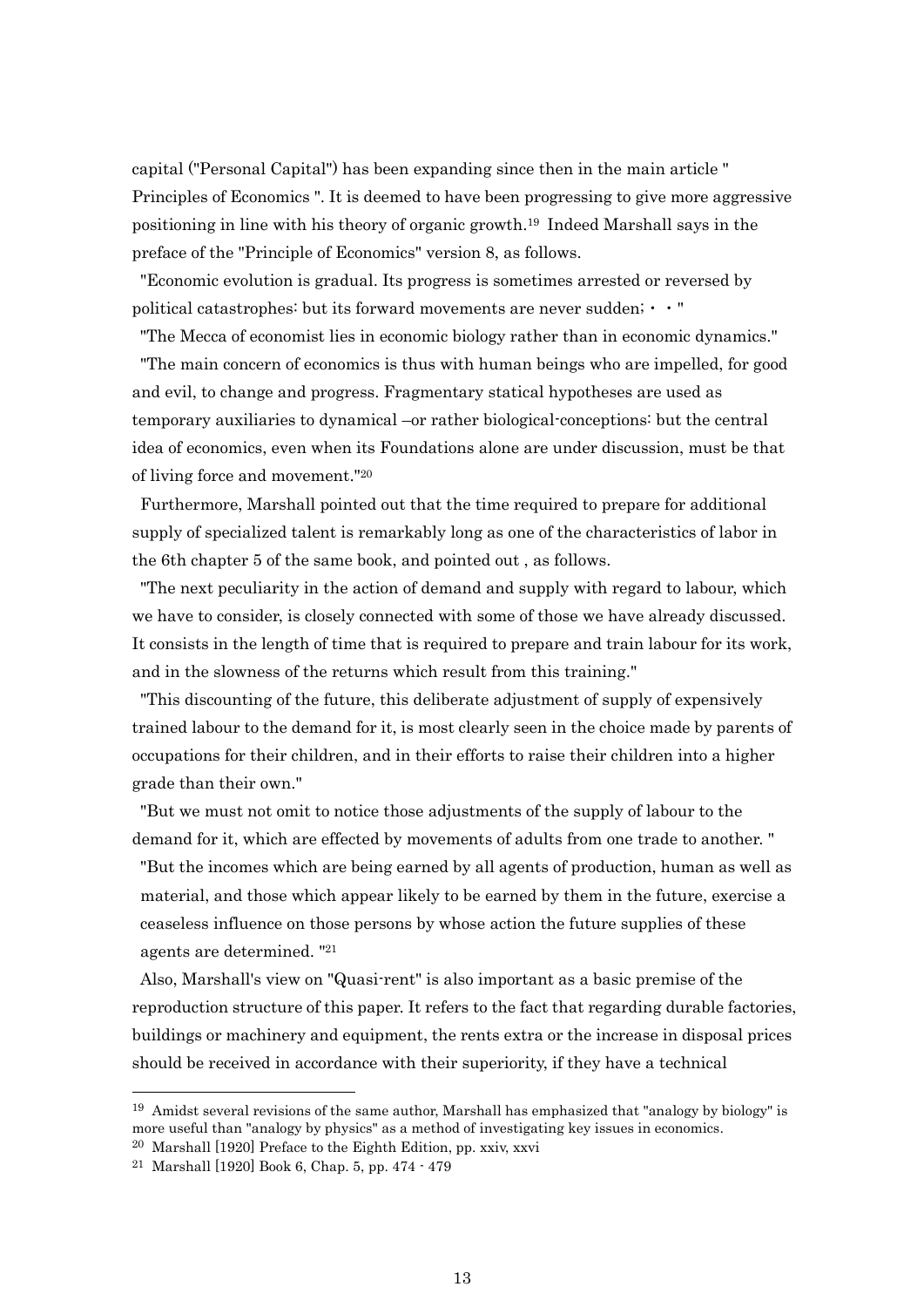capital ("Personal Capital") has been expanding since then in the main article " Principles of Economics ". It is deemed to have been progressing to give more aggressive positioning in line with his theory of organic growth.[19] Indeed Marshall says in the preface of the "Principle of Economics" version 8, as follows.

"Economic evolution is gradual. Its progress is sometimes arrested or reversed by political catastrophes: but its forward movements are never sudden; ・ ・ "

"The Mecca of economist lies in economic biology rather than in economic dynamics."

"The main concern of economics is thus with human beings who are impelled, for good and evil, to change and progress. Fragmentary statical hypotheses are used as temporary auxiliaries to dynamical –or rather biological-conceptions: but the central idea of economics, even when its Foundations alone are under discussion, must be that of living force and movement."[20]

Furthermore, Marshall pointed out that the time required to prepare for additional supply of specialized talent is remarkably long as one of the characteristics of labor in the 6th chapter 5 of the same book, and pointed out , as follows.

"The next peculiarity in the action of demand and supply with regard to labour, which we have to consider, is closely connected with some of those we have already discussed. It consists in the length of time that is required to prepare and train labour for its work, and in the slowness of the returns which result from this training."

"This discounting of the future, this deliberate adjustment of supply of expensively trained labour to the demand for it, is most clearly seen in the choice made by parents of occupations for their children, and in their efforts to raise their children into a higher grade than their own."

"But we must not omit to notice those adjustments of the supply of labour to the demand for it, which are effected by movements of adults from one trade to another. "

"But the incomes which are being earned by all agents of production, human as well as material, and those which appear likely to be earned by them in the future, exercise a ceaseless influence on those persons by whose action the future supplies of these agents are determined. "[21]

Also, Marshall's view on "Quasi-rent" is also important as a basic premise of the reproduction structure of this paper. It refers to the fact that regarding durable factories, buildings or machinery and equipment, the rents extra or the increase in disposal prices should be received in accordance with their superiority, if they have a technical

---

[19] Amidst several revisions of the same author, Marshall has emphasized that "analogy by biology" is more useful than "analogy by physics" as a method of investigating key issues in economics.

[20] Marshall [1920] Preface to the Eighth Edition, pp. xxiv, xxvi

[21] Marshall [1920] Book 6, Chap. 5, pp. 474 - 479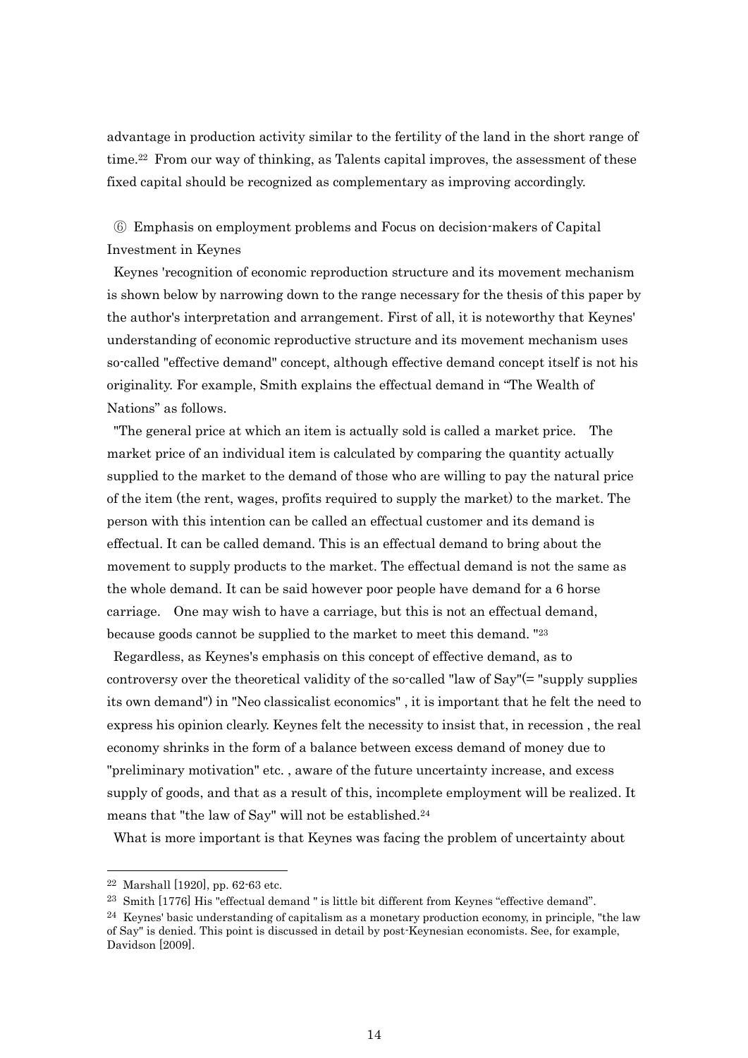advantage in production activity similar to the fertility of the land in the short range of time.[22] From our way of thinking, as Talents capital improves, the assessment of these fixed capital should be recognized as complementary as improving accordingly.

⑥ Emphasis on employment problems and Focus on decision-makers of Capital Investment in Keynes

Keynes 'recognition of economic reproduction structure and its movement mechanism is shown below by narrowing down to the range necessary for the thesis of this paper by the author's interpretation and arrangement. First of all, it is noteworthy that Keynes' understanding of economic reproductive structure and its movement mechanism uses so-called "effective demand" concept, although effective demand concept itself is not his originality. For example, Smith explains the effectual demand in "The Wealth of Nations" as follows.

"The general price at which an item is actually sold is called a market price. The market price of an individual item is calculated by comparing the quantity actually supplied to the market to the demand of those who are willing to pay the natural price of the item (the rent, wages, profits required to supply the market) to the market. The person with this intention can be called an effectual customer and its demand is effectual. It can be called demand. This is an effectual demand to bring about the movement to supply products to the market. The effectual demand is not the same as the whole demand. It can be said however poor people have demand for a 6 horse carriage. One may wish to have a carriage, but this is not an effectual demand, because goods cannot be supplied to the market to meet this demand. "[23]

Regardless, as Keynes's emphasis on this concept of effective demand, as to controversy over the theoretical validity of the so-called "law of Say"(= "supply supplies its own demand") in "Neo classicalist economics" , it is important that he felt the need to express his opinion clearly. Keynes felt the necessity to insist that, in recession , the real economy shrinks in the form of a balance between excess demand of money due to "preliminary motivation" etc. , aware of the future uncertainty increase, and excess supply of goods, and that as a result of this, incomplete employment will be realized. It means that "the law of Say" will not be established.[24]

What is more important is that Keynes was facing the problem of uncertainty about

---

[22] Marshall [1920], pp. 62-63 etc.

[23] Smith [1776] His "effectual demand " is little bit different from Keynes "effective demand".

[24] Keynes' basic understanding of capitalism as a monetary production economy, in principle, "the law of Say" is denied. This point is discussed in detail by post-Keynesian economists. See, for example, Davidson [2009].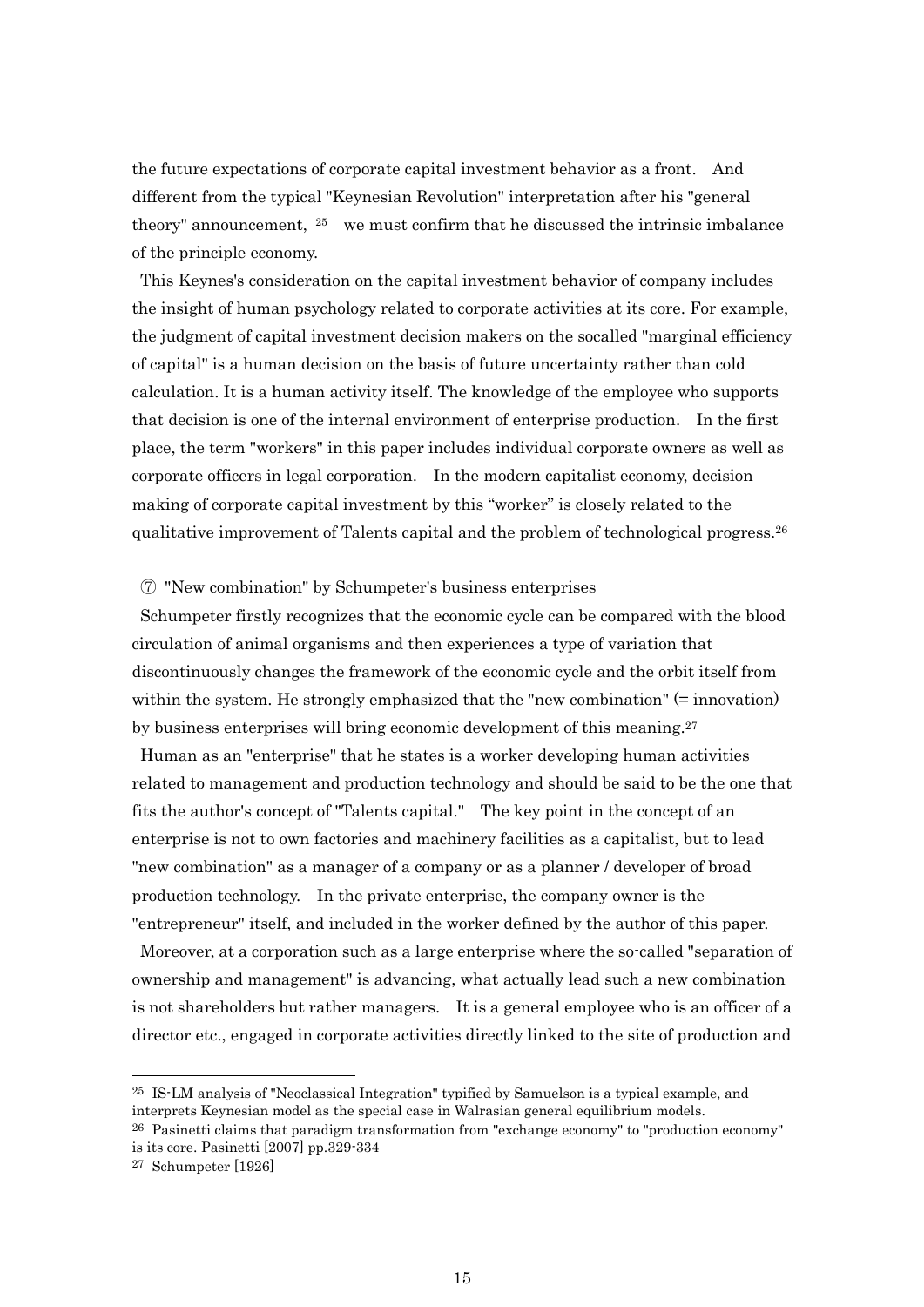the future expectations of corporate capital investment behavior as a front. And different from the typical "Keynesian Revolution" interpretation after his "general theory" announcement, [25] we must confirm that he discussed the intrinsic imbalance of the principle economy.

This Keynes's consideration on the capital investment behavior of company includes the insight of human psychology related to corporate activities at its core. For example, the judgment of capital investment decision makers on the socalled "marginal efficiency of capital" is a human decision on the basis of future uncertainty rather than cold calculation. It is a human activity itself. The knowledge of the employee who supports that decision is one of the internal environment of enterprise production. In the first place, the term "workers" in this paper includes individual corporate owners as well as corporate officers in legal corporation. In the modern capitalist economy, decision making of corporate capital investment by this "worker" is closely related to the qualitative improvement of Talents capital and the problem of technological progress.[26]

⑦ "New combination" by Schumpeter's business enterprises

Schumpeter firstly recognizes that the economic cycle can be compared with the blood circulation of animal organisms and then experiences a type of variation that discontinuously changes the framework of the economic cycle and the orbit itself from within the system. He strongly emphasized that the "new combination" (= innovation) by business enterprises will bring economic development of this meaning.[27]

Human as an "enterprise" that he states is a worker developing human activities related to management and production technology and should be said to be the one that fits the author's concept of "Talents capital." The key point in the concept of an enterprise is not to own factories and machinery facilities as a capitalist, but to lead "new combination" as a manager of a company or as a planner / developer of broad production technology. In the private enterprise, the company owner is the "entrepreneur" itself, and included in the worker defined by the author of this paper.

Moreover, at a corporation such as a large enterprise where the so-called "separation of ownership and management" is advancing, what actually lead such a new combination is not shareholders but rather managers. It is a general employee who is an officer of a director etc., engaged in corporate activities directly linked to the site of production and

---

[25] IS-LM analysis of "Neoclassical Integration" typified by Samuelson is a typical example, and interprets Keynesian model as the special case in Walrasian general equilibrium models.

[26] Pasinetti claims that paradigm transformation from "exchange economy" to "production economy" is its core. Pasinetti [2007] pp.329-334

[27] Schumpeter [1926]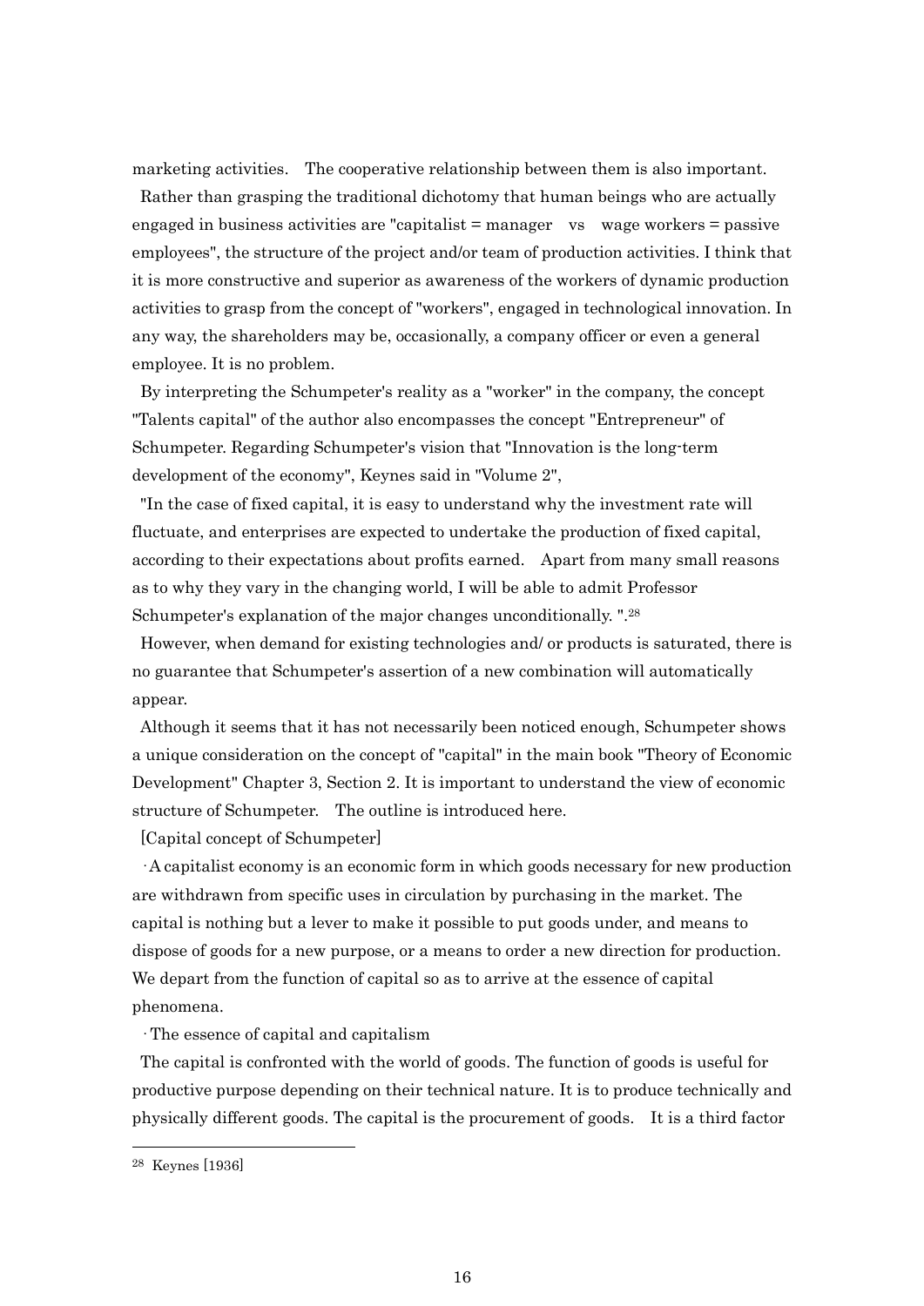marketing activities. The cooperative relationship between them is also important.

Rather than grasping the traditional dichotomy that human beings who are actually engaged in business activities are "capitalist = manager vs wage workers = passive employees", the structure of the project and/or team of production activities. I think that it is more constructive and superior as awareness of the workers of dynamic production activities to grasp from the concept of "workers", engaged in technological innovation. In any way, the shareholders may be, occasionally, a company officer or even a general employee. It is no problem.

By interpreting the Schumpeter's reality as a "worker" in the company, the concept "Talents capital" of the author also encompasses the concept "Entrepreneur" of Schumpeter. Regarding Schumpeter's vision that "Innovation is the long-term development of the economy", Keynes said in "Volume 2",

"In the case of fixed capital, it is easy to understand why the investment rate will fluctuate, and enterprises are expected to undertake the production of fixed capital, according to their expectations about profits earned. Apart from many small reasons as to why they vary in the changing world, I will be able to admit Professor Schumpeter's explanation of the major changes unconditionally. ".[28]

However, when demand for existing technologies and/ or products is saturated, there is no guarantee that Schumpeter's assertion of a new combination will automatically appear.

Although it seems that it has not necessarily been noticed enough, Schumpeter shows a unique consideration on the concept of "capital" in the main book "Theory of Economic Development" Chapter 3, Section 2. It is important to understand the view of economic structure of Schumpeter. The outline is introduced here.

[Capital concept of Schumpeter]

· A capitalist economy is an economic form in which goods necessary for new production are withdrawn from specific uses in circulation by purchasing in the market. The capital is nothing but a lever to make it possible to put goods under, and means to dispose of goods for a new purpose, or a means to order a new direction for production. We depart from the function of capital so as to arrive at the essence of capital phenomena.

· The essence of capital and capitalism

The capital is confronted with the world of goods. The function of goods is useful for productive purpose depending on their technical nature. It is to produce technically and physically different goods. The capital is the procurement of goods. It is a third factor

---

[28] Keynes [1936]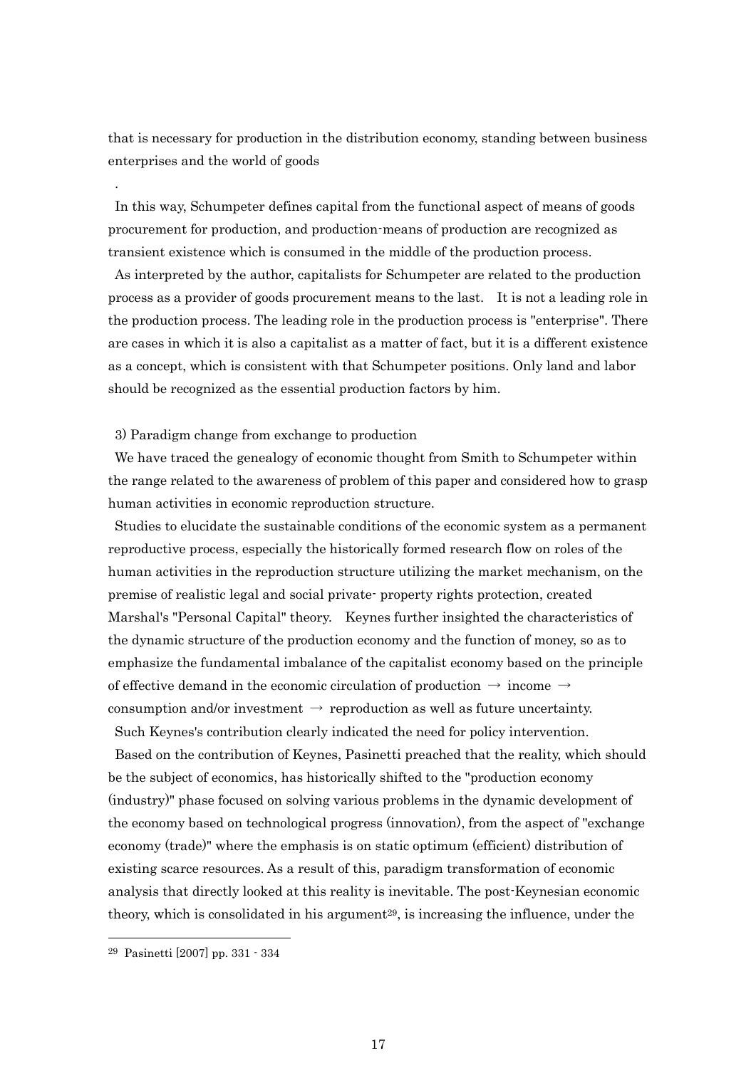that is necessary for production in the distribution economy, standing between business enterprises and the world of goods

.

In this way, Schumpeter defines capital from the functional aspect of means of goods procurement for production, and production-means of production are recognized as transient existence which is consumed in the middle of the production process.

As interpreted by the author, capitalists for Schumpeter are related to the production process as a provider of goods procurement means to the last. It is not a leading role in the production process. The leading role in the production process is "enterprise". There are cases in which it is also a capitalist as a matter of fact, but it is a different existence as a concept, which is consistent with that Schumpeter positions. Only land and labor should be recognized as the essential production factors by him.

3) Paradigm change from exchange to production

We have traced the genealogy of economic thought from Smith to Schumpeter within the range related to the awareness of problem of this paper and considered how to grasp human activities in economic reproduction structure.

Studies to elucidate the sustainable conditions of the economic system as a permanent reproductive process, especially the historically formed research flow on roles of the human activities in the reproduction structure utilizing the market mechanism, on the premise of realistic legal and social private- property rights protection, created Marshal's "Personal Capital" theory. Keynes further insighted the characteristics of the dynamic structure of the production economy and the function of money, so as to emphasize the fundamental imbalance of the capitalist economy based on the principle of effective demand in the economic circulation of production → income → consumption and/or investment → reproduction as well as future uncertainty.

Such Keynes's contribution clearly indicated the need for policy intervention.

Based on the contribution of Keynes, Pasinetti preached that the reality, which should be the subject of economics, has historically shifted to the "production economy (industry)" phase focused on solving various problems in the dynamic development of the economy based on technological progress (innovation), from the aspect of "exchange economy (trade)" where the emphasis is on static optimum (efficient) distribution of existing scarce resources. As a result of this, paradigm transformation of economic analysis that directly looked at this reality is inevitable. The post-Keynesian economic theory, which is consolidated in his argument[29], is increasing the influence, under the

---

[29] Pasinetti [2007] pp. 331 - 334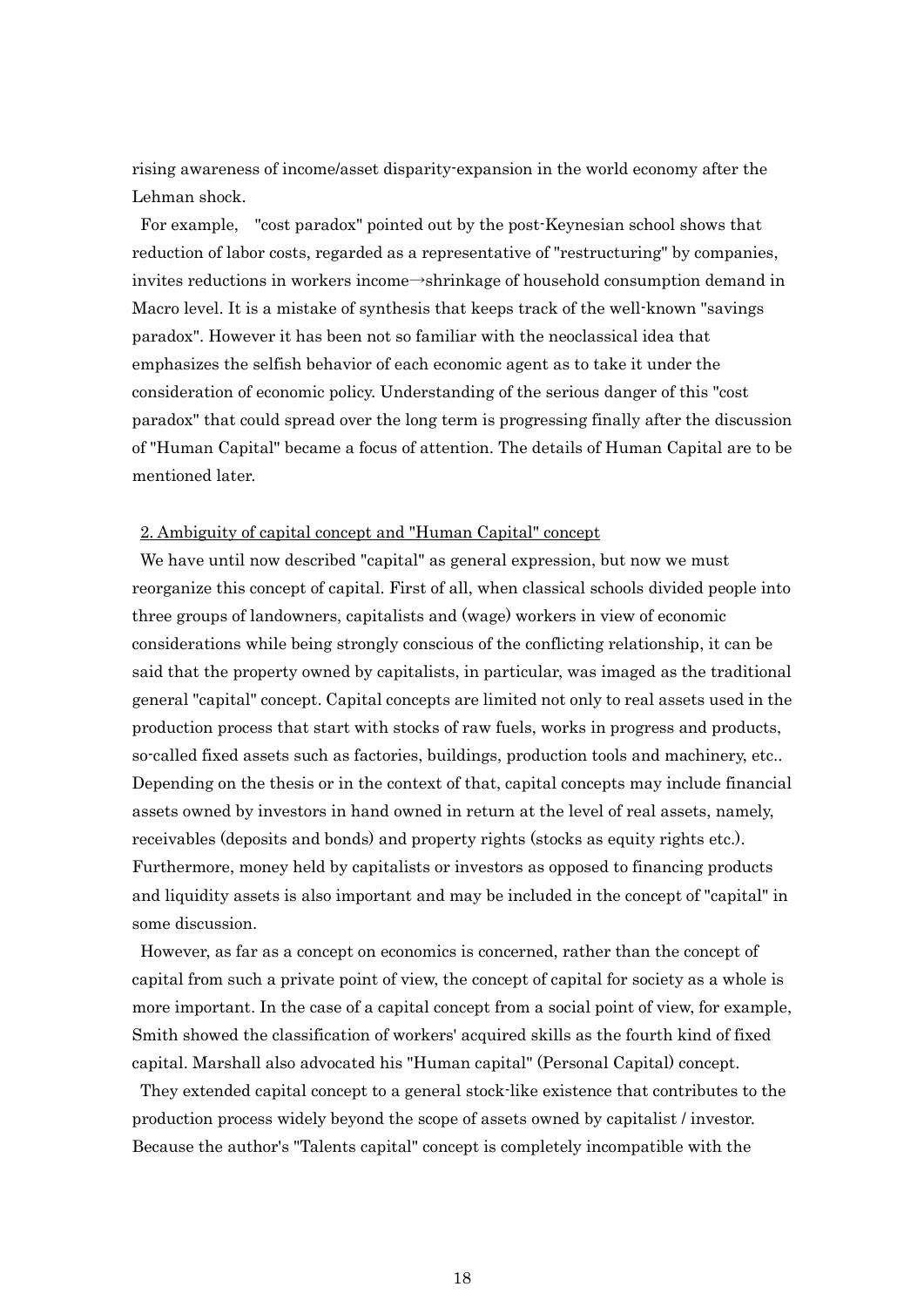rising awareness of income/asset disparity-expansion in the world economy after the Lehman shock.

For example, "cost paradox" pointed out by the post-Keynesian school shows that reduction of labor costs, regarded as a representative of "restructuring" by companies, invites reductions in workers income→shrinkage of household consumption demand in Macro level. It is a mistake of synthesis that keeps track of the well-known "savings paradox". However it has been not so familiar with the neoclassical idea that emphasizes the selfish behavior of each economic agent as to take it under the consideration of economic policy. Understanding of the serious danger of this "cost paradox" that could spread over the long term is progressing finally after the discussion of "Human Capital" became a focus of attention. The details of Human Capital are to be mentioned later.

<u>2. Ambiguity of capital concept and "Human Capital" concept</u>

We have until now described "capital" as general expression, but now we must reorganize this concept of capital. First of all, when classical schools divided people into three groups of landowners, capitalists and (wage) workers in view of economic considerations while being strongly conscious of the conflicting relationship, it can be said that the property owned by capitalists, in particular, was imaged as the traditional general "capital" concept. Capital concepts are limited not only to real assets used in the production process that start with stocks of raw fuels, works in progress and products, so-called fixed assets such as factories, buildings, production tools and machinery, etc.. Depending on the thesis or in the context of that, capital concepts may include financial assets owned by investors in hand owned in return at the level of real assets, namely, receivables (deposits and bonds) and property rights (stocks as equity rights etc.). Furthermore, money held by capitalists or investors as opposed to financing products and liquidity assets is also important and may be included in the concept of "capital" in some discussion.

However, as far as a concept on economics is concerned, rather than the concept of capital from such a private point of view, the concept of capital for society as a whole is more important. In the case of a capital concept from a social point of view, for example, Smith showed the classification of workers' acquired skills as the fourth kind of fixed capital. Marshall also advocated his "Human capital" (Personal Capital) concept.

They extended capital concept to a general stock-like existence that contributes to the production process widely beyond the scope of assets owned by capitalist / investor. Because the author's "Talents capital" concept is completely incompatible with the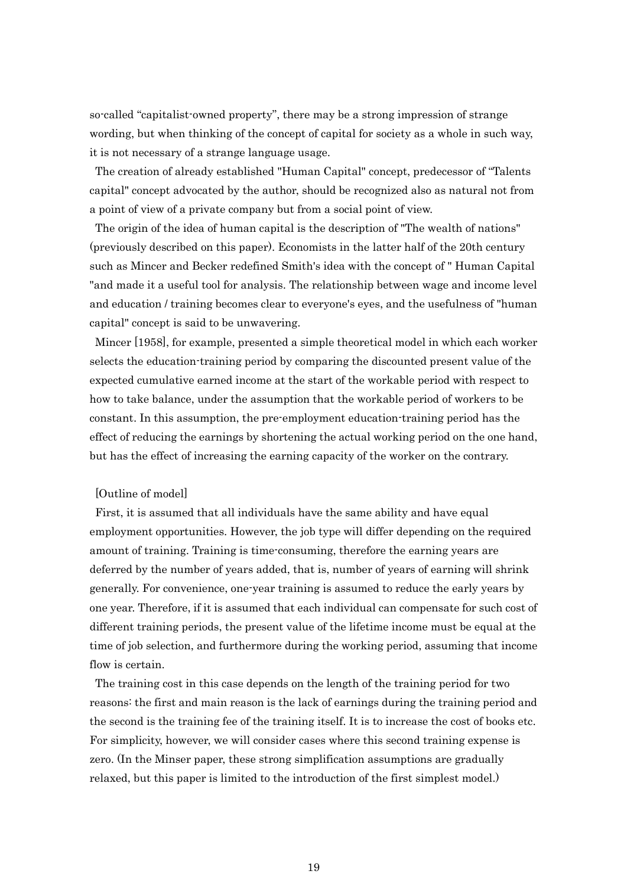so-called “capitalist-owned property”, there may be a strong impression of strange wording, but when thinking of the concept of capital for society as a whole in such way, it is not necessary of a strange language usage.

The creation of already established "Human Capital" concept, predecessor of “Talents capital" concept advocated by the author, should be recognized also as natural not from a point of view of a private company but from a social point of view.

The origin of the idea of human capital is the description of "The wealth of nations" (previously described on this paper). Economists in the latter half of the 20th century such as Mincer and Becker redefined Smith's idea with the concept of " Human Capital "and made it a useful tool for analysis. The relationship between wage and income level and education / training becomes clear to everyone's eyes, and the usefulness of "human capital" concept is said to be unwavering.

Mincer [1958], for example, presented a simple theoretical model in which each worker selects the education-training period by comparing the discounted present value of the expected cumulative earned income at the start of the workable period with respect to how to take balance, under the assumption that the workable period of workers to be constant. In this assumption, the pre-employment education-training period has the effect of reducing the earnings by shortening the actual working period on the one hand, but has the effect of increasing the earning capacity of the worker on the contrary.

[Outline of model]

First, it is assumed that all individuals have the same ability and have equal employment opportunities. However, the job type will differ depending on the required amount of training. Training is time-consuming, therefore the earning years are deferred by the number of years added, that is, number of years of earning will shrink generally. For convenience, one-year training is assumed to reduce the early years by one year. Therefore, if it is assumed that each individual can compensate for such cost of different training periods, the present value of the lifetime income must be equal at the time of job selection, and furthermore during the working period, assuming that income flow is certain.

The training cost in this case depends on the length of the training period for two reasons: the first and main reason is the lack of earnings during the training period and the second is the training fee of the training itself. It is to increase the cost of books etc. For simplicity, however, we will consider cases where this second training expense is zero. (In the Minser paper, these strong simplification assumptions are gradually relaxed, but this paper is limited to the introduction of the first simplest model.)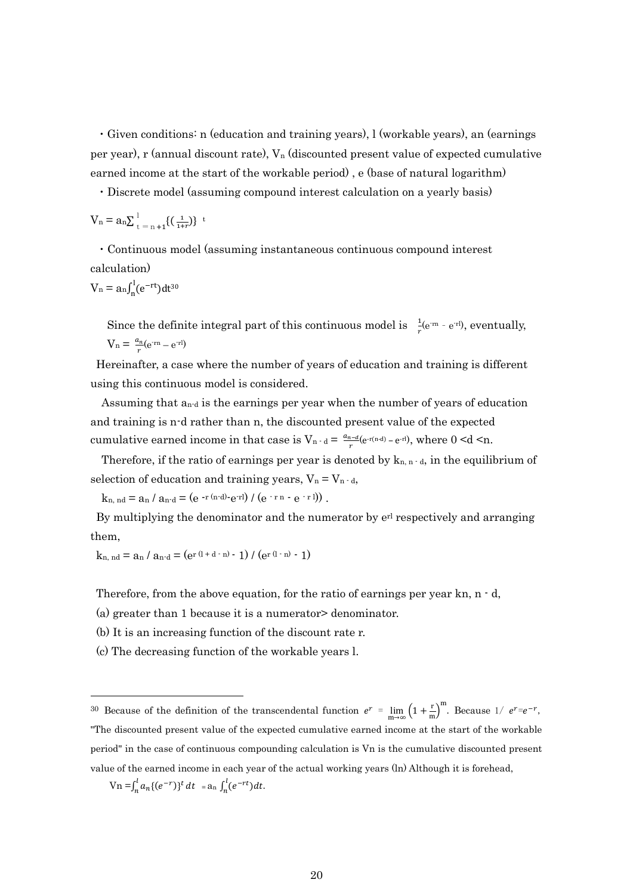・Given conditions: n (education and training years), l (workable years), an (earnings per year), r (annual discount rate), $V_n$ (discounted present value of expected cumulative earned income at the start of the workable period) , e (base of natural logarithm)

・Discrete model (assuming compound interest calculation on a yearly basis)

$$V_n = a_n \sum_{t=n+1}^{l} \{(\tfrac{1}{1+r})\}^{t}$$

・Continuous model (assuming instantaneous continuous compound interest calculation)

$$V_n = a_n \int_n^l (e^{-rt}) dt$$ [30]

Since the definite integral part of this continuous model is $\frac{1}{r}(e^{-rn} - e^{-rl})$, eventually,

$$V_n = \frac{a_n}{r}(e^{-rn} - e^{-rl})$$

Hereinafter, a case where the number of years of education and training is different using this continuous model is considered.

Assuming that $a_{n-d}$ is the earnings per year when the number of years of education and training is n-d rather than n, the discounted present value of the expected cumulative earned income in that case is $V_{n-d} = \frac{a_{n-d}}{r}(e^{-r(n-d)} - e^{-rl})$, where $0 < d < n$.

Therefore, if the ratio of earnings per year is denoted by $k_{n,\, n-d}$, in the equilibrium of selection of education and training years, $V_n = V_{n-d}$,

$$k_{n,\, nd} = a_n / a_{n-d} = (e^{-r(n-d)} - e^{-rl}) / (e^{-rn} - e^{-rl}))\ .$$

By multiplying the denominator and the numerator by $e^{rl}$ respectively and arranging them,

$$k_{n,\, nd} = a_n / a_{n-d} = (e^{r(l+d-n)} - 1) / (e^{r(l-n)} - 1)$$

Therefore, from the above equation, for the ratio of earnings per year $k_{n,\, n-d}$,

(a) greater than 1 because it is a numerator> denominator.

(b) It is an increasing function of the discount rate r.

(c) The decreasing function of the workable years l.

---

[30] Because of the definition of the transcendental function $e^r = \lim_{m\to\infty}\left(1+\frac{r}{m}\right)^m$. Because $1/\ e^r = e^{-r}$, "The discounted present value of the expected cumulative earned income at the start of the workable period" in the case of continuous compounding calculation is Vn is the cumulative discounted present value of the earned income in each year of the actual working years (ln) Although it is forehead,

$$V_n = \int_n^l a_n\{(e^{-r})\}^t\, dt \ = a_n \int_n^l (e^{-rt}) dt.$$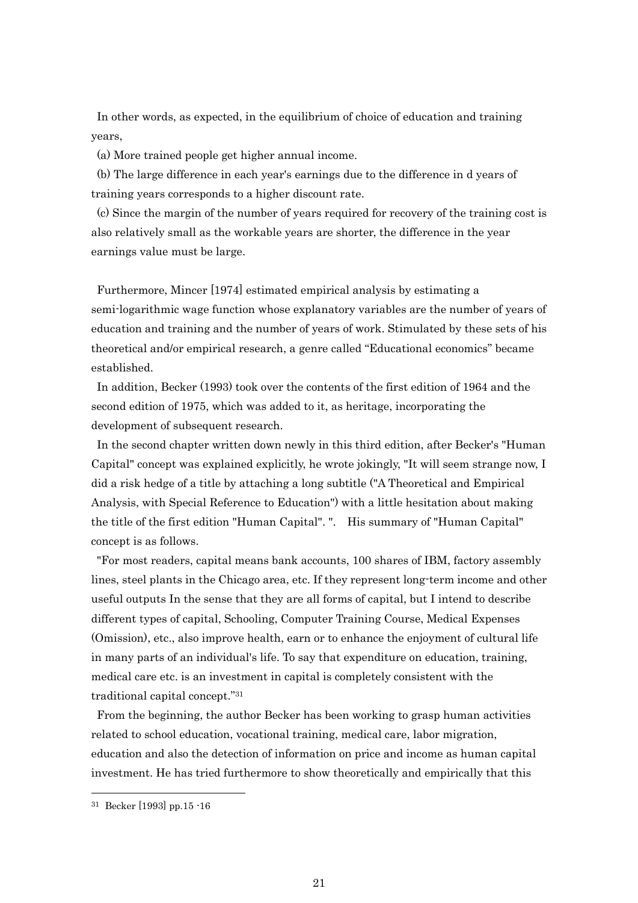In other words, as expected, in the equilibrium of choice of education and training years,

(a) More trained people get higher annual income.

(b) The large difference in each year's earnings due to the difference in d years of training years corresponds to a higher discount rate.

(c) Since the margin of the number of years required for recovery of the training cost is also relatively small as the workable years are shorter, the difference in the year earnings value must be large.

Furthermore, Mincer [1974] estimated empirical analysis by estimating a semi-logarithmic wage function whose explanatory variables are the number of years of education and training and the number of years of work. Stimulated by these sets of his theoretical and/or empirical research, a genre called “Educational economics” became established.

In addition, Becker (1993) took over the contents of the first edition of 1964 and the second edition of 1975, which was added to it, as heritage, incorporating the development of subsequent research.

In the second chapter written down newly in this third edition, after Becker's "Human Capital" concept was explained explicitly, he wrote jokingly, "It will seem strange now, I did a risk hedge of a title by attaching a long subtitle ("A Theoretical and Empirical Analysis, with Special Reference to Education") with a little hesitation about making the title of the first edition "Human Capital". ". His summary of "Human Capital" concept is as follows.

"For most readers, capital means bank accounts, 100 shares of IBM, factory assembly lines, steel plants in the Chicago area, etc. If they represent long-term income and other useful outputs In the sense that they are all forms of capital, but I intend to describe different types of capital, Schooling, Computer Training Course, Medical Expenses (Omission), etc., also improve health, earn or to enhance the enjoyment of cultural life in many parts of an individual's life. To say that expenditure on education, training, medical care etc. is an investment in capital is completely consistent with the traditional capital concept.”[31]

From the beginning, the author Becker has been working to grasp human activities related to school education, vocational training, medical care, labor migration, education and also the detection of information on price and income as human capital investment. He has tried furthermore to show theoretically and empirically that this

---

[31] Becker [1993] pp.15 -16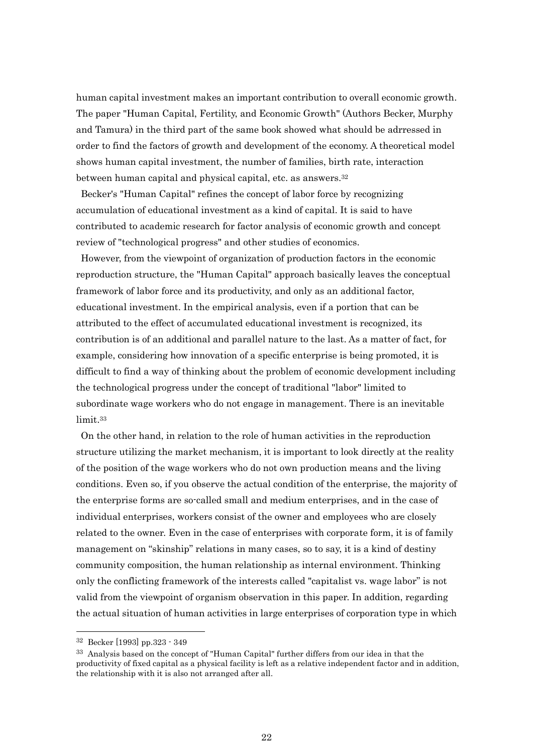human capital investment makes an important contribution to overall economic growth. The paper "Human Capital, Fertility, and Economic Growth" (Authors Becker, Murphy and Tamura) in the third part of the same book showed what should be adrressed in order to find the factors of growth and development of the economy. A theoretical model shows human capital investment, the number of families, birth rate, interaction between human capital and physical capital, etc. as answers.[32]

Becker's "Human Capital" refines the concept of labor force by recognizing accumulation of educational investment as a kind of capital. It is said to have contributed to academic research for factor analysis of economic growth and concept review of "technological progress" and other studies of economics.

However, from the viewpoint of organization of production factors in the economic reproduction structure, the "Human Capital" approach basically leaves the conceptual framework of labor force and its productivity, and only as an additional factor, educational investment. In the empirical analysis, even if a portion that can be attributed to the effect of accumulated educational investment is recognized, its contribution is of an additional and parallel nature to the last. As a matter of fact, for example, considering how innovation of a specific enterprise is being promoted, it is difficult to find a way of thinking about the problem of economic development including the technological progress under the concept of traditional "labor" limited to subordinate wage workers who do not engage in management. There is an inevitable limit.[33]

On the other hand, in relation to the role of human activities in the reproduction structure utilizing the market mechanism, it is important to look directly at the reality of the position of the wage workers who do not own production means and the living conditions. Even so, if you observe the actual condition of the enterprise, the majority of the enterprise forms are so-called small and medium enterprises, and in the case of individual enterprises, workers consist of the owner and employees who are closely related to the owner. Even in the case of enterprises with corporate form, it is of family management on "skinship" relations in many cases, so to say, it is a kind of destiny community composition, the human relationship as internal environment. Thinking only the conflicting framework of the interests called "capitalist vs. wage labor" is not valid from the viewpoint of organism observation in this paper. In addition, regarding the actual situation of human activities in large enterprises of corporation type in which

---

[32] Becker [1993] pp.323 - 349

[33] Analysis based on the concept of "Human Capital" further differs from our idea in that the productivity of fixed capital as a physical facility is left as a relative independent factor and in addition, the relationship with it is also not arranged after all.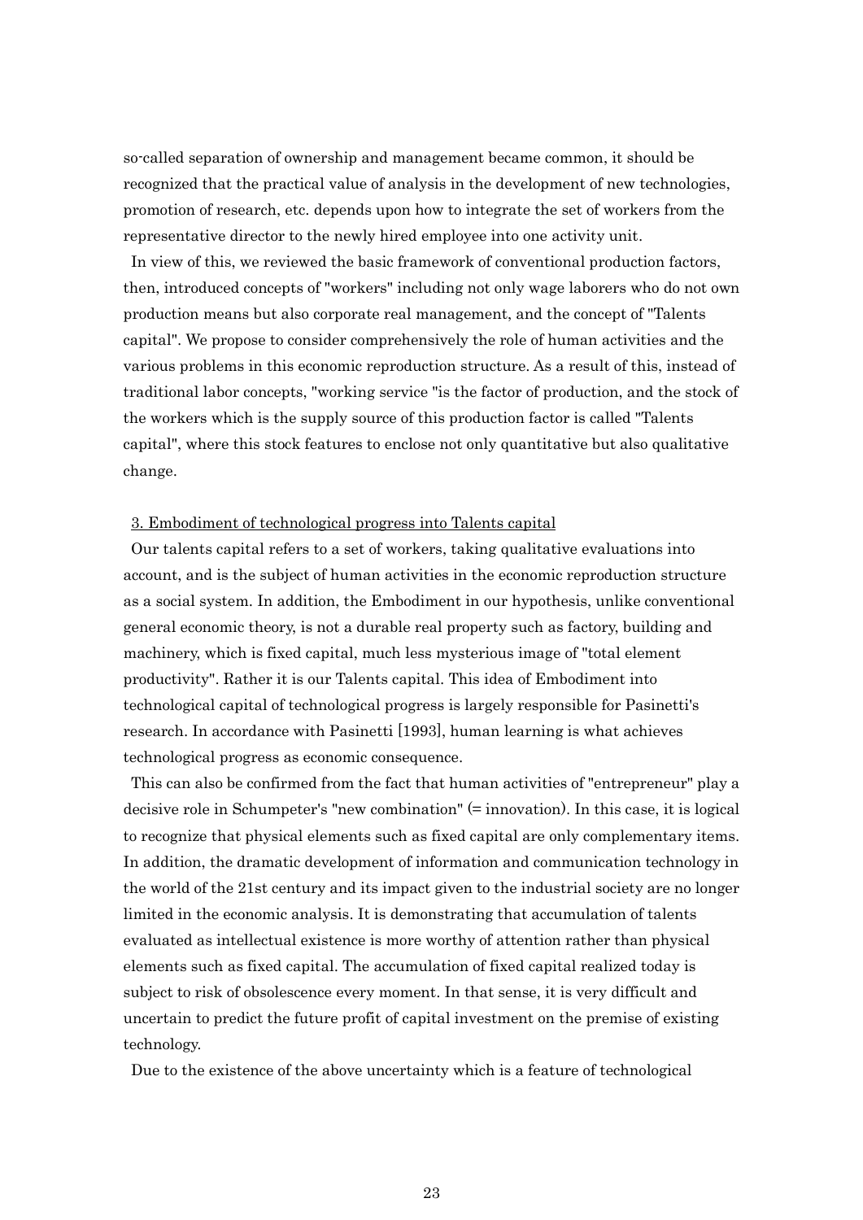so-called separation of ownership and management became common, it should be recognized that the practical value of analysis in the development of new technologies, promotion of research, etc. depends upon how to integrate the set of workers from the representative director to the newly hired employee into one activity unit.

In view of this, we reviewed the basic framework of conventional production factors, then, introduced concepts of "workers" including not only wage laborers who do not own production means but also corporate real management, and the concept of "Talents capital". We propose to consider comprehensively the role of human activities and the various problems in this economic reproduction structure. As a result of this, instead of traditional labor concepts, "working service "is the factor of production, and the stock of the workers which is the supply source of this production factor is called "Talents capital", where this stock features to enclose not only quantitative but also qualitative change.

<u>3. Embodiment of technological progress into Talents capital</u>

Our talents capital refers to a set of workers, taking qualitative evaluations into account, and is the subject of human activities in the economic reproduction structure as a social system. In addition, the Embodiment in our hypothesis, unlike conventional general economic theory, is not a durable real property such as factory, building and machinery, which is fixed capital, much less mysterious image of "total element productivity". Rather it is our Talents capital. This idea of Embodiment into technological capital of technological progress is largely responsible for Pasinetti's research. In accordance with Pasinetti [1993], human learning is what achieves technological progress as economic consequence.

This can also be confirmed from the fact that human activities of "entrepreneur" play a decisive role in Schumpeter's "new combination" (= innovation). In this case, it is logical to recognize that physical elements such as fixed capital are only complementary items. In addition, the dramatic development of information and communication technology in the world of the 21st century and its impact given to the industrial society are no longer limited in the economic analysis. It is demonstrating that accumulation of talents evaluated as intellectual existence is more worthy of attention rather than physical elements such as fixed capital. The accumulation of fixed capital realized today is subject to risk of obsolescence every moment. In that sense, it is very difficult and uncertain to predict the future profit of capital investment on the premise of existing technology.

Due to the existence of the above uncertainty which is a feature of technological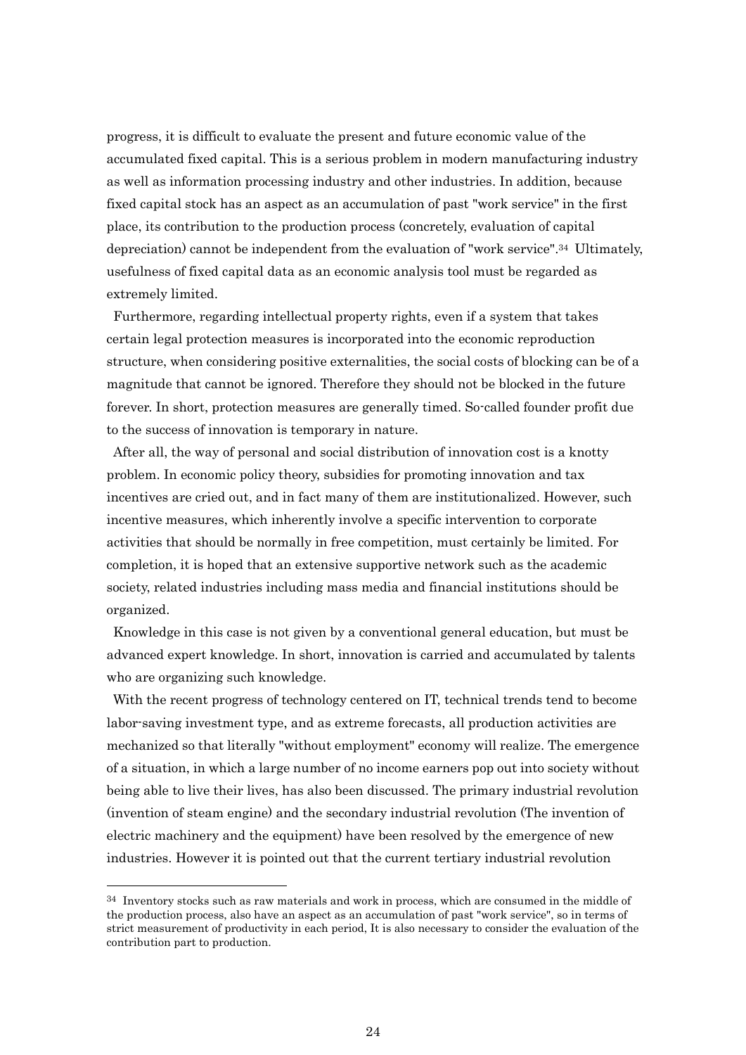progress, it is difficult to evaluate the present and future economic value of the accumulated fixed capital. This is a serious problem in modern manufacturing industry as well as information processing industry and other industries. In addition, because fixed capital stock has an aspect as an accumulation of past "work service" in the first place, its contribution to the production process (concretely, evaluation of capital depreciation) cannot be independent from the evaluation of "work service".[34] Ultimately, usefulness of fixed capital data as an economic analysis tool must be regarded as extremely limited.

Furthermore, regarding intellectual property rights, even if a system that takes certain legal protection measures is incorporated into the economic reproduction structure, when considering positive externalities, the social costs of blocking can be of a magnitude that cannot be ignored. Therefore they should not be blocked in the future forever. In short, protection measures are generally timed. So-called founder profit due to the success of innovation is temporary in nature.

After all, the way of personal and social distribution of innovation cost is a knotty problem. In economic policy theory, subsidies for promoting innovation and tax incentives are cried out, and in fact many of them are institutionalized. However, such incentive measures, which inherently involve a specific intervention to corporate activities that should be normally in free competition, must certainly be limited. For completion, it is hoped that an extensive supportive network such as the academic society, related industries including mass media and financial institutions should be organized.

Knowledge in this case is not given by a conventional general education, but must be advanced expert knowledge. In short, innovation is carried and accumulated by talents who are organizing such knowledge.

With the recent progress of technology centered on IT, technical trends tend to become labor-saving investment type, and as extreme forecasts, all production activities are mechanized so that literally "without employment" economy will realize. The emergence of a situation, in which a large number of no income earners pop out into society without being able to live their lives, has also been discussed. The primary industrial revolution (invention of steam engine) and the secondary industrial revolution (The invention of electric machinery and the equipment) have been resolved by the emergence of new industries. However it is pointed out that the current tertiary industrial revolution

---

[34] Inventory stocks such as raw materials and work in process, which are consumed in the middle of the production process, also have an aspect as an accumulation of past "work service", so in terms of strict measurement of productivity in each period, It is also necessary to consider the evaluation of the contribution part to production.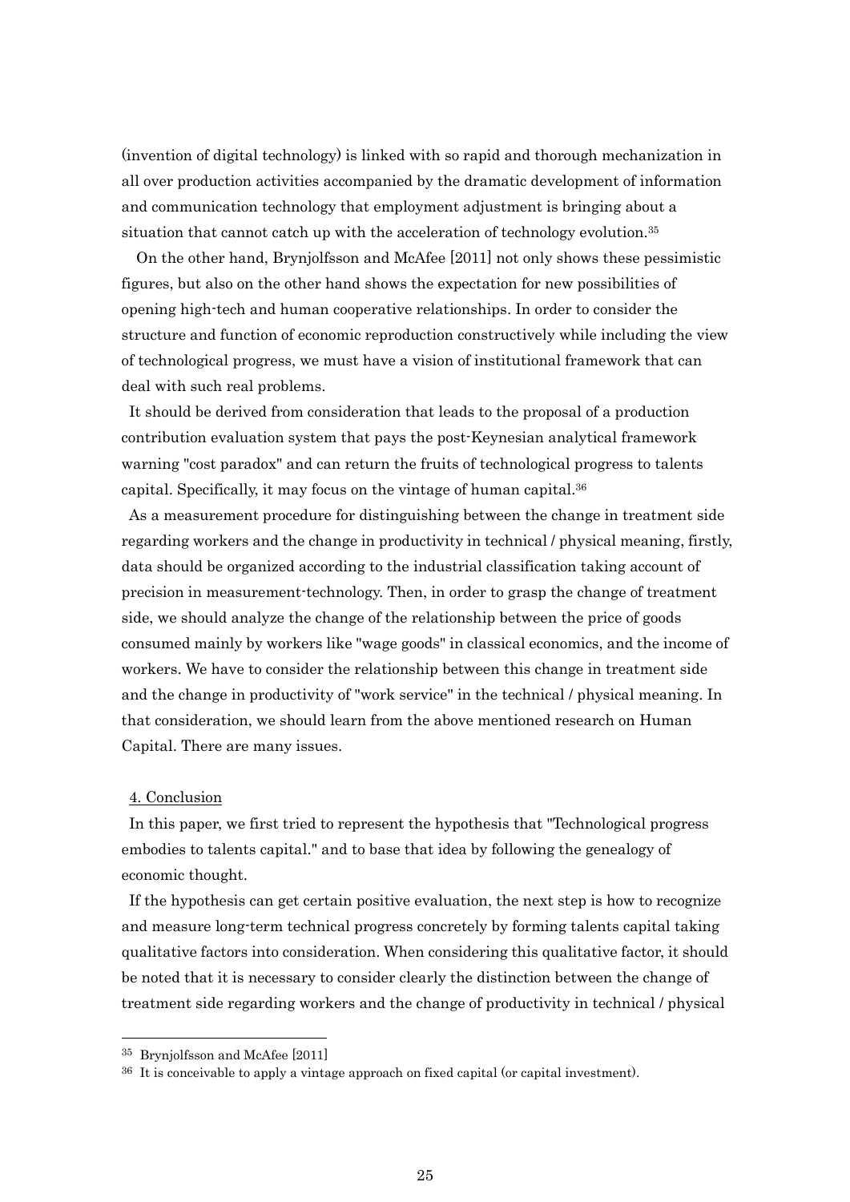(invention of digital technology) is linked with so rapid and thorough mechanization in all over production activities accompanied by the dramatic development of information and communication technology that employment adjustment is bringing about a situation that cannot catch up with the acceleration of technology evolution.[35]

On the other hand, Brynjolfsson and McAfee [2011] not only shows these pessimistic figures, but also on the other hand shows the expectation for new possibilities of opening high-tech and human cooperative relationships. In order to consider the structure and function of economic reproduction constructively while including the view of technological progress, we must have a vision of institutional framework that can deal with such real problems.

It should be derived from consideration that leads to the proposal of a production contribution evaluation system that pays the post-Keynesian analytical framework warning "cost paradox" and can return the fruits of technological progress to talents capital. Specifically, it may focus on the vintage of human capital.[36]

As a measurement procedure for distinguishing between the change in treatment side regarding workers and the change in productivity in technical / physical meaning, firstly, data should be organized according to the industrial classification taking account of precision in measurement-technology. Then, in order to grasp the change of treatment side, we should analyze the change of the relationship between the price of goods consumed mainly by workers like "wage goods" in classical economics, and the income of workers. We have to consider the relationship between this change in treatment side and the change in productivity of "work service" in the technical / physical meaning. In that consideration, we should learn from the above mentioned research on Human Capital. There are many issues.

## 4. Conclusion

In this paper, we first tried to represent the hypothesis that "Technological progress embodies to talents capital." and to base that idea by following the genealogy of economic thought.

If the hypothesis can get certain positive evaluation, the next step is how to recognize and measure long-term technical progress concretely by forming talents capital taking qualitative factors into consideration. When considering this qualitative factor, it should be noted that it is necessary to consider clearly the distinction between the change of treatment side regarding workers and the change of productivity in technical / physical

---

[35] Brynjolfsson and McAfee [2011]

[36] It is conceivable to apply a vintage approach on fixed capital (or capital investment).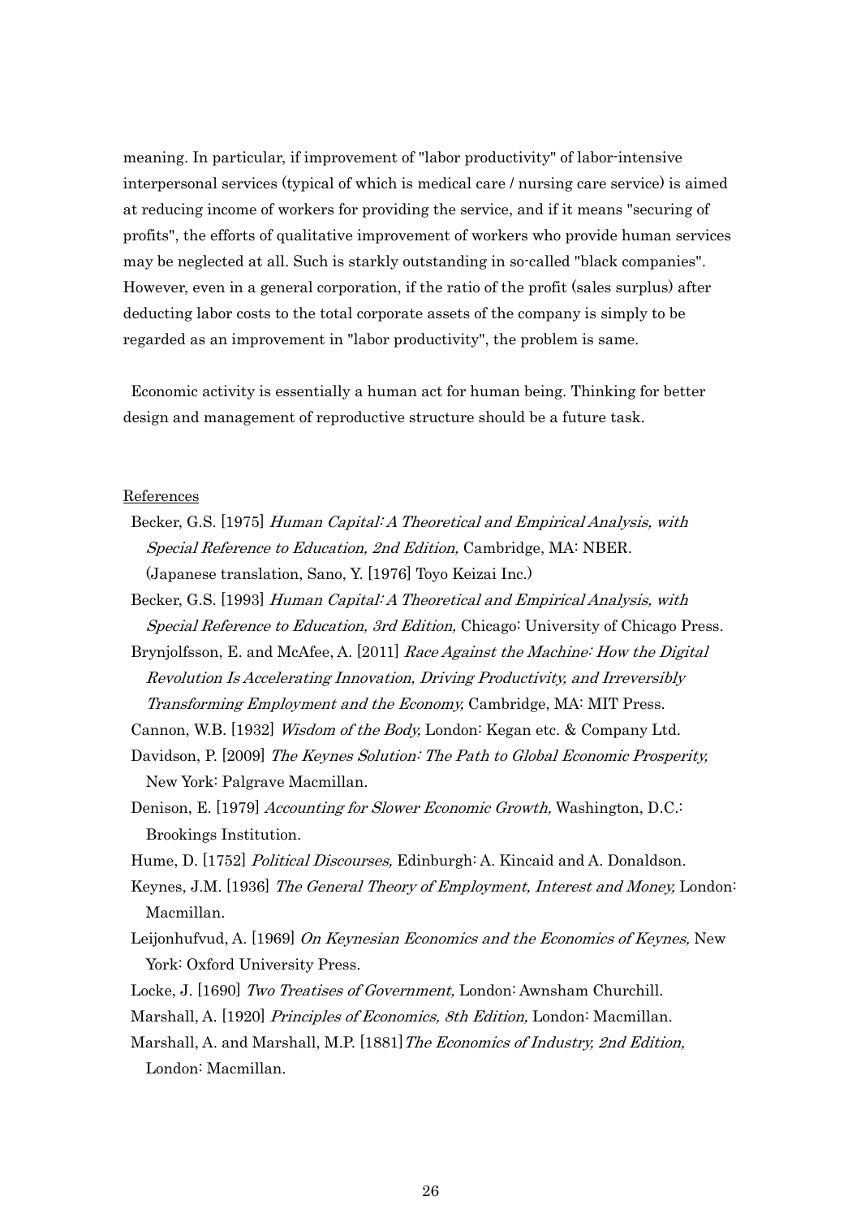meaning. In particular, if improvement of "labor productivity" of labor-intensive interpersonal services (typical of which is medical care / nursing care service) is aimed at reducing income of workers for providing the service, and if it means "securing of profits", the efforts of qualitative improvement of workers who provide human services may be neglected at all. Such is starkly outstanding in so-called "black companies". However, even in a general corporation, if the ratio of the profit (sales surplus) after deducting labor costs to the total corporate assets of the company is simply to be regarded as an improvement in "labor productivity", the problem is same.

Economic activity is essentially a human act for human being. Thinking for better design and management of reproductive structure should be a future task.

References

Becker, G.S. [1975] *Human Capital: A Theoretical and Empirical Analysis, with Special Reference to Education, 2nd Edition,* Cambridge, MA: NBER. (Japanese translation, Sano, Y. [1976] Toyo Keizai Inc.)

Becker, G.S. [1993] *Human Capital: A Theoretical and Empirical Analysis, with Special Reference to Education, 3rd Edition,* Chicago: University of Chicago Press.

Brynjolfsson, E. and McAfee, A. [2011] *Race Against the Machine: How the Digital Revolution Is Accelerating Innovation, Driving Productivity, and Irreversibly Transforming Employment and the Economy,* Cambridge, MA: MIT Press.

Cannon, W.B. [1932] *Wisdom of the Body,* London: Kegan etc. & Company Ltd.

Davidson, P. [2009] *The Keynes Solution: The Path to Global Economic Prosperity,* New York: Palgrave Macmillan.

Denison, E. [1979] *Accounting for Slower Economic Growth,* Washington, D.C.: Brookings Institution.

Hume, D. [1752] *Political Discourses,* Edinburgh: A. Kincaid and A. Donaldson.

Keynes, J.M. [1936] *The General Theory of Employment, Interest and Money,* London: Macmillan.

Leijonhufvud, A. [1969] *On Keynesian Economics and the Economics of Keynes,* New York: Oxford University Press.

Locke, J. [1690] *Two Treatises of Government,* London: Awnsham Churchill.

Marshall, A. [1920] *Principles of Economics, 8th Edition,* London: Macmillan.

Marshall, A. and Marshall, M.P. [1881] *The Economics of Industry, 2nd Edition,* London: Macmillan.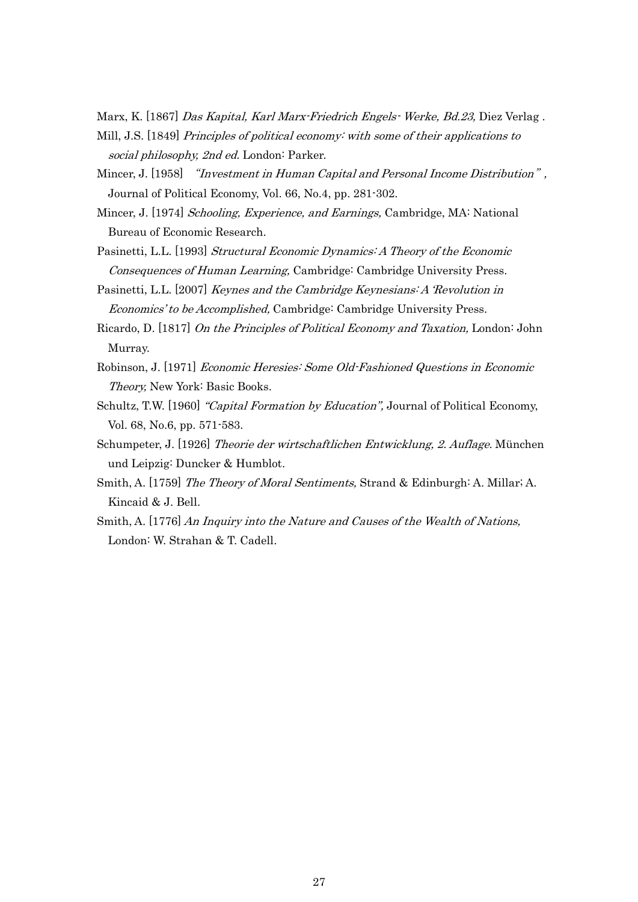Marx, K. [1867] *Das Kapital, Karl Marx-Friedrich Engels- Werke, Bd.23,* Diez Verlag .

Mill, J.S. [1849] *Principles of political economy: with some of their applications to social philosophy, 2nd ed.* London: Parker.

Mincer, J. [1958] *"Investment in Human Capital and Personal Income Distribution"*, Journal of Political Economy, Vol. 66, No.4, pp. 281-302.

Mincer, J. [1974] *Schooling, Experience, and Earnings,* Cambridge, MA: National Bureau of Economic Research.

Pasinetti, L.L. [1993] *Structural Economic Dynamics: A Theory of the Economic Consequences of Human Learning,* Cambridge: Cambridge University Press.

Pasinetti, L.L. [2007] *Keynes and the Cambridge Keynesians: A 'Revolution in Economics' to be Accomplished,* Cambridge: Cambridge University Press.

Ricardo, D. [1817] *On the Principles of Political Economy and Taxation,* London: John Murray.

Robinson, J. [1971] *Economic Heresies: Some Old-Fashioned Questions in Economic Theory,* New York: Basic Books.

Schultz, T.W. [1960] *"Capital Formation by Education",* Journal of Political Economy, Vol. 68, No.6, pp. 571-583.

Schumpeter, J. [1926] *Theorie der wirtschaftlichen Entwicklung, 2. Auflage.* München und Leipzig: Duncker & Humblot.

Smith, A. [1759] *The Theory of Moral Sentiments,* Strand & Edinburgh: A. Millar; A. Kincaid & J. Bell.

Smith, A. [1776] *An Inquiry into the Nature and Causes of the Wealth of Nations,* London: W. Strahan & T. Cadell.